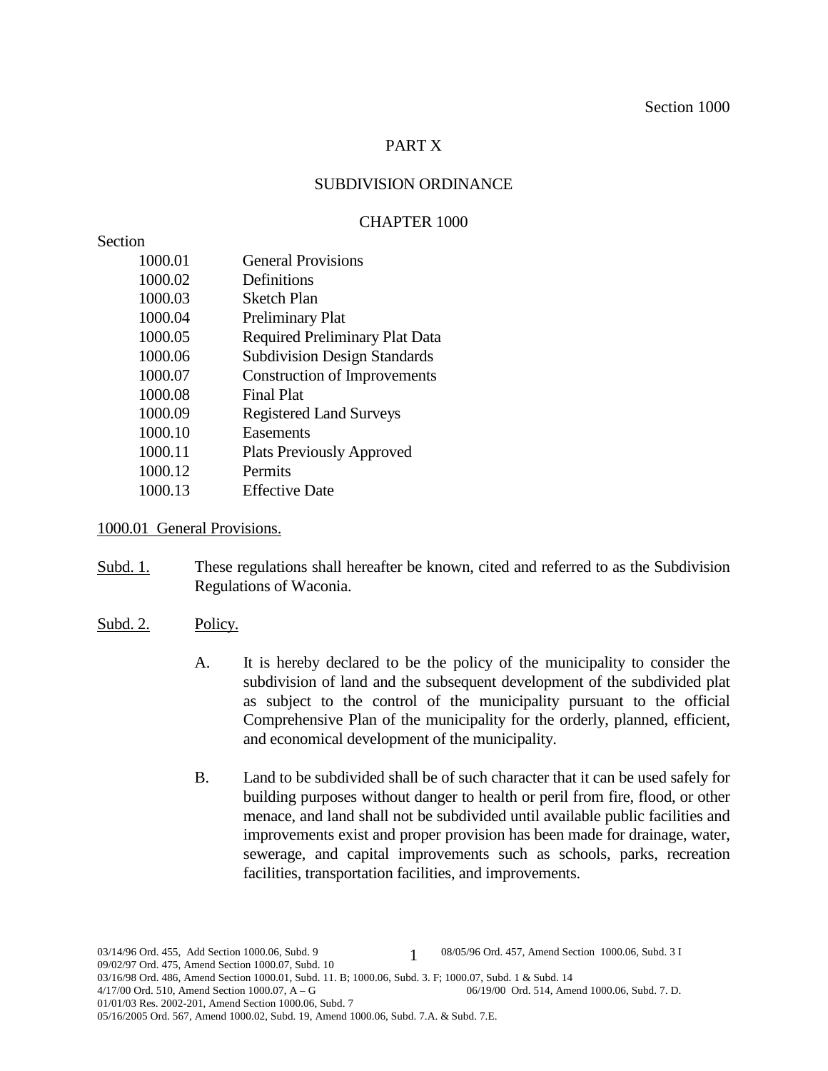Section 1000

PART X

SUBDIVISION ORDINANCE

CHAPTER 1000

Section

| | |
|---|---|
| 1000.01 | General Provisions |
| 1000.02 | Definitions |
| 1000.03 | Sketch Plan |
| 1000.04 | Preliminary Plat |
| 1000.05 | Required Preliminary Plat Data |
| 1000.06 | Subdivision Design Standards |
| 1000.07 | Construction of Improvements |
| 1000.08 | Final Plat |
| 1000.09 | Registered Land Surveys |
| 1000.10 | Easements |
| 1000.11 | Plats Previously Approved |
| 1000.12 | Permits |
| 1000.13 | Effective Date |

1000.01 General Provisions.

Subd. 1. These regulations shall hereafter be known, cited and referred to as the Subdivision Regulations of Waconia.

Subd. 2. Policy.

A. It is hereby declared to be the policy of the municipality to consider the subdivision of land and the subsequent development of the subdivided plat as subject to the control of the municipality pursuant to the official Comprehensive Plan of the municipality for the orderly, planned, efficient, and economical development of the municipality.

B. Land to be subdivided shall be of such character that it can be used safely for building purposes without danger to health or peril from fire, flood, or other menace, and land shall not be subdivided until available public facilities and improvements exist and proper provision has been made for drainage, water, sewerage, and capital improvements such as schools, parks, recreation facilities, transportation facilities, and improvements.

03/14/96 Ord. 455, Add Section 1000.06, Subd. 9
08/05/96 Ord. 457, Amend Section 1000.06, Subd. 3 I
09/02/97 Ord. 475, Amend Section 1000.07, Subd. 10
03/16/98 Ord. 486, Amend Section 1000.01, Subd. 11. B; 1000.06, Subd. 3. F; 1000.07, Subd. 1 & Subd. 14
4/17/00 Ord. 510, Amend Section 1000.07, A – G
06/19/00 Ord. 514, Amend 1000.06, Subd. 7. D.
01/01/03 Res. 2002-201, Amend Section 1000.06, Subd. 7
05/16/2005 Ord. 567, Amend 1000.02, Subd. 19, Amend 1000.06, Subd. 7.A. & Subd. 7.E.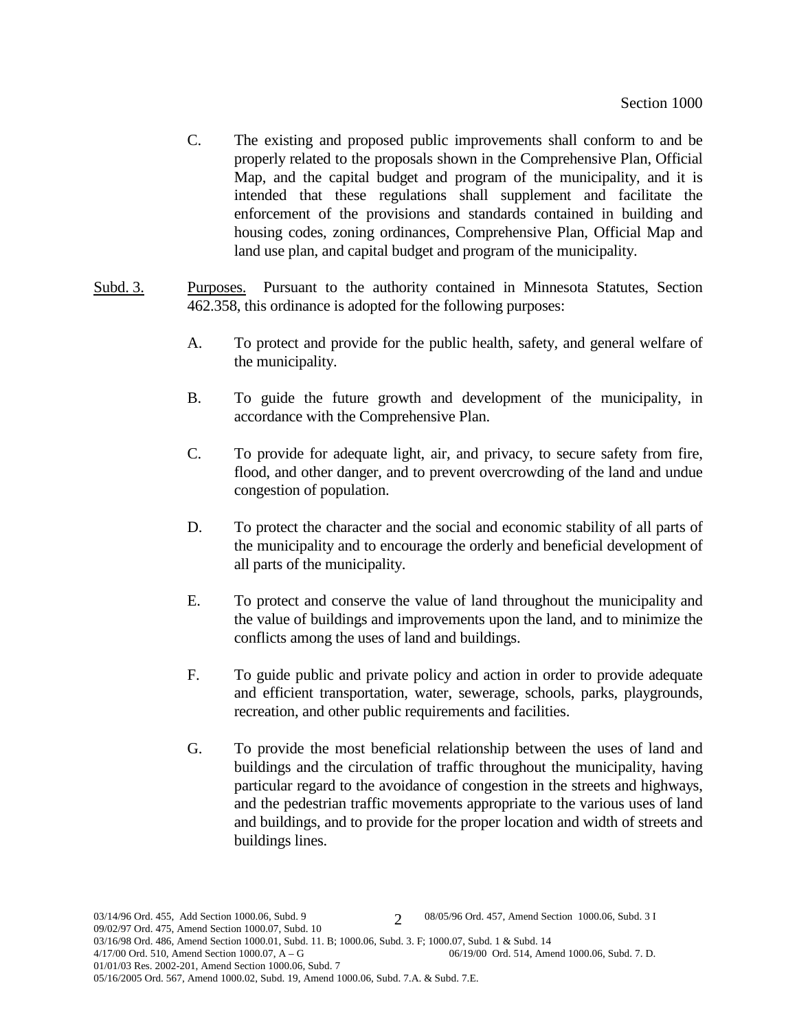C. The existing and proposed public improvements shall conform to and be properly related to the proposals shown in the Comprehensive Plan, Official Map, and the capital budget and program of the municipality, and it is intended that these regulations shall supplement and facilitate the enforcement of the provisions and standards contained in building and housing codes, zoning ordinances, Comprehensive Plan, Official Map and land use plan, and capital budget and program of the municipality.

Subd. 3. Purposes. Pursuant to the authority contained in Minnesota Statutes, Section 462.358, this ordinance is adopted for the following purposes:

A. To protect and provide for the public health, safety, and general welfare of the municipality.

B. To guide the future growth and development of the municipality, in accordance with the Comprehensive Plan.

C. To provide for adequate light, air, and privacy, to secure safety from fire, flood, and other danger, and to prevent overcrowding of the land and undue congestion of population.

D. To protect the character and the social and economic stability of all parts of the municipality and to encourage the orderly and beneficial development of all parts of the municipality.

E. To protect and conserve the value of land throughout the municipality and the value of buildings and improvements upon the land, and to minimize the conflicts among the uses of land and buildings.

F. To guide public and private policy and action in order to provide adequate and efficient transportation, water, sewerage, schools, parks, playgrounds, recreation, and other public requirements and facilities.

G. To provide the most beneficial relationship between the uses of land and buildings and the circulation of traffic throughout the municipality, having particular regard to the avoidance of congestion in the streets and highways, and the pedestrian traffic movements appropriate to the various uses of land and buildings, and to provide for the proper location and width of streets and buildings lines.

03/14/96 Ord. 455, Add Section 1000.06, Subd. 9
08/05/96 Ord. 457, Amend Section 1000.06, Subd. 3 I
09/02/97 Ord. 475, Amend Section 1000.07, Subd. 10
03/16/98 Ord. 486, Amend Section 1000.01, Subd. 11. B; 1000.06, Subd. 3. F; 1000.07, Subd. 1 & Subd. 14
4/17/00 Ord. 510, Amend Section 1000.07, A – G
06/19/00 Ord. 514, Amend 1000.06, Subd. 7. D.
01/01/03 Res. 2002-201, Amend Section 1000.06, Subd. 7
05/16/2005 Ord. 567, Amend 1000.02, Subd. 19, Amend 1000.06, Subd. 7.A. & Subd. 7.E.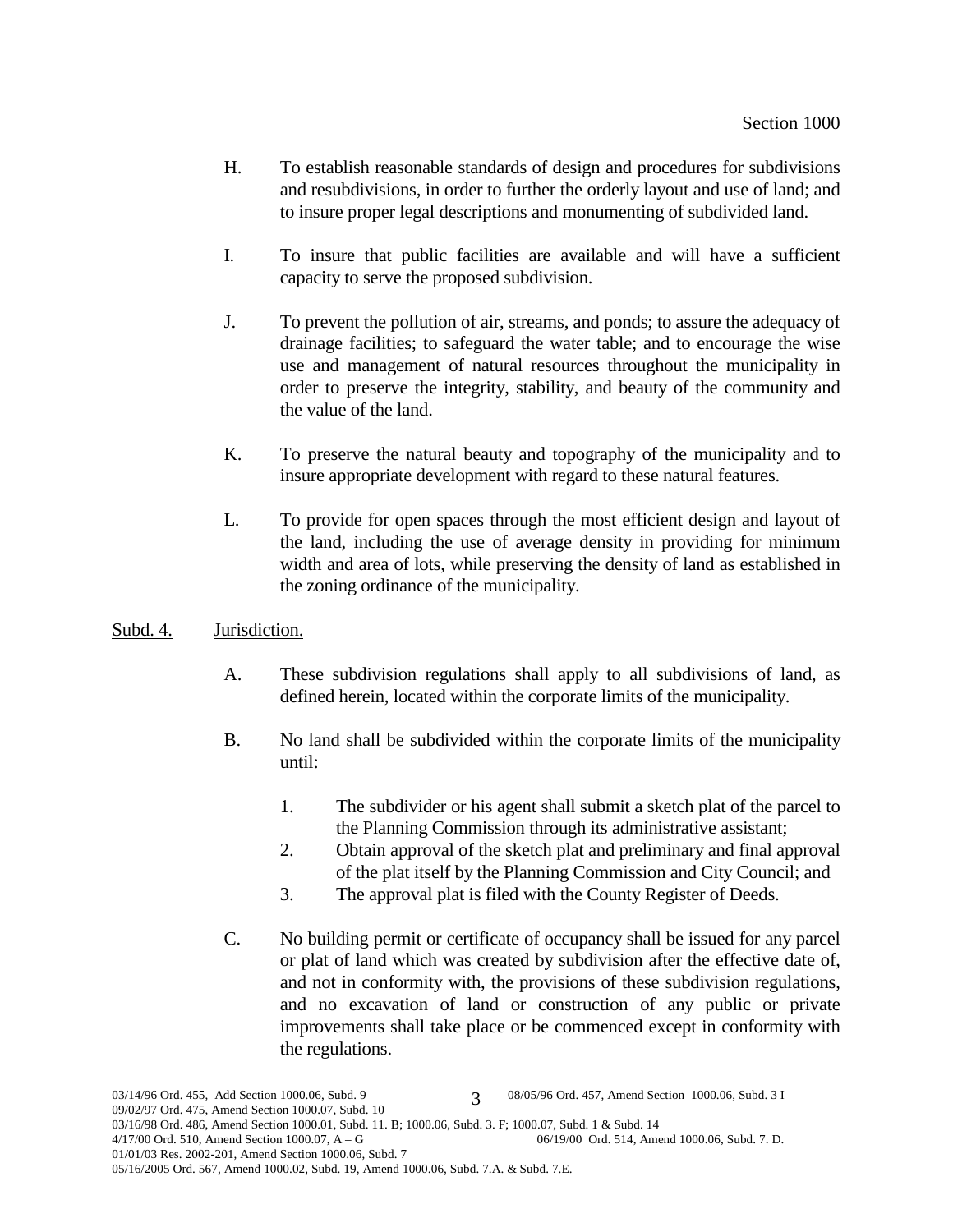H. To establish reasonable standards of design and procedures for subdivisions and resubdivisions, in order to further the orderly layout and use of land; and to insure proper legal descriptions and monumenting of subdivided land.

I. To insure that public facilities are available and will have a sufficient capacity to serve the proposed subdivision.

J. To prevent the pollution of air, streams, and ponds; to assure the adequacy of drainage facilities; to safeguard the water table; and to encourage the wise use and management of natural resources throughout the municipality in order to preserve the integrity, stability, and beauty of the community and the value of the land.

K. To preserve the natural beauty and topography of the municipality and to insure appropriate development with regard to these natural features.

L. To provide for open spaces through the most efficient design and layout of the land, including the use of average density in providing for minimum width and area of lots, while preserving the density of land as established in the zoning ordinance of the municipality.

<u>Subd. 4.</u> <u>Jurisdiction.</u>

A. These subdivision regulations shall apply to all subdivisions of land, as defined herein, located within the corporate limits of the municipality.

B. No land shall be subdivided within the corporate limits of the municipality until:

1. The subdivider or his agent shall submit a sketch plat of the parcel to the Planning Commission through its administrative assistant;
2. Obtain approval of the sketch plat and preliminary and final approval of the plat itself by the Planning Commission and City Council; and
3. The approval plat is filed with the County Register of Deeds.

C. No building permit or certificate of occupancy shall be issued for any parcel or plat of land which was created by subdivision after the effective date of, and not in conformity with, the provisions of these subdivision regulations, and no excavation of land or construction of any public or private improvements shall take place or be commenced except in conformity with the regulations.

03/14/96 Ord. 455, Add Section 1000.06, Subd. 9 08/05/96 Ord. 457, Amend Section 1000.06, Subd. 3 I
09/02/97 Ord. 475, Amend Section 1000.07, Subd. 10
03/16/98 Ord. 486, Amend Section 1000.01, Subd. 11. B; 1000.06, Subd. 3. F; 1000.07, Subd. 1 & Subd. 14
4/17/00 Ord. 510, Amend Section 1000.07, A – G 06/19/00 Ord. 514, Amend 1000.06, Subd. 7. D.
01/01/03 Res. 2002-201, Amend Section 1000.06, Subd. 7
05/16/2005 Ord. 567, Amend 1000.02, Subd. 19, Amend 1000.06, Subd. 7.A. & Subd. 7.E.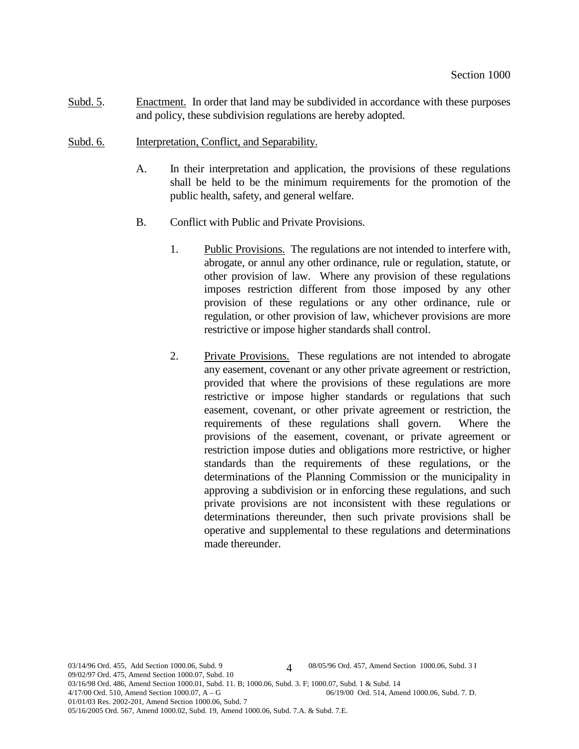Subd. 5. Enactment. In order that land may be subdivided in accordance with these purposes and policy, these subdivision regulations are hereby adopted.

Subd. 6. Interpretation, Conflict, and Separability.

A. In their interpretation and application, the provisions of these regulations shall be held to be the minimum requirements for the promotion of the public health, safety, and general welfare.

B. Conflict with Public and Private Provisions.

1. Public Provisions. The regulations are not intended to interfere with, abrogate, or annul any other ordinance, rule or regulation, statute, or other provision of law. Where any provision of these regulations imposes restriction different from those imposed by any other provision of these regulations or any other ordinance, rule or regulation, or other provision of law, whichever provisions are more restrictive or impose higher standards shall control.

2. Private Provisions. These regulations are not intended to abrogate any easement, covenant or any other private agreement or restriction, provided that where the provisions of these regulations are more restrictive or impose higher standards or regulations that such easement, covenant, or other private agreement or restriction, the requirements of these regulations shall govern. Where the provisions of the easement, covenant, or private agreement or restriction impose duties and obligations more restrictive, or higher standards than the requirements of these regulations, or the determinations of the Planning Commission or the municipality in approving a subdivision or in enforcing these regulations, and such private provisions are not inconsistent with these regulations or determinations thereunder, then such private provisions shall be operative and supplemental to these regulations and determinations made thereunder.

03/14/96 Ord. 455, Add Section 1000.06, Subd. 9
08/05/96 Ord. 457, Amend Section 1000.06, Subd. 3 I
09/02/97 Ord. 475, Amend Section 1000.07, Subd. 10
03/16/98 Ord. 486, Amend Section 1000.01, Subd. 11. B; 1000.06, Subd. 3. F; 1000.07, Subd. 1 & Subd. 14
4/17/00 Ord. 510, Amend Section 1000.07, A – G
06/19/00 Ord. 514, Amend 1000.06, Subd. 7. D.
01/01/03 Res. 2002-201, Amend Section 1000.06, Subd. 7
05/16/2005 Ord. 567, Amend 1000.02, Subd. 19, Amend 1000.06, Subd. 7.A. & Subd. 7.E.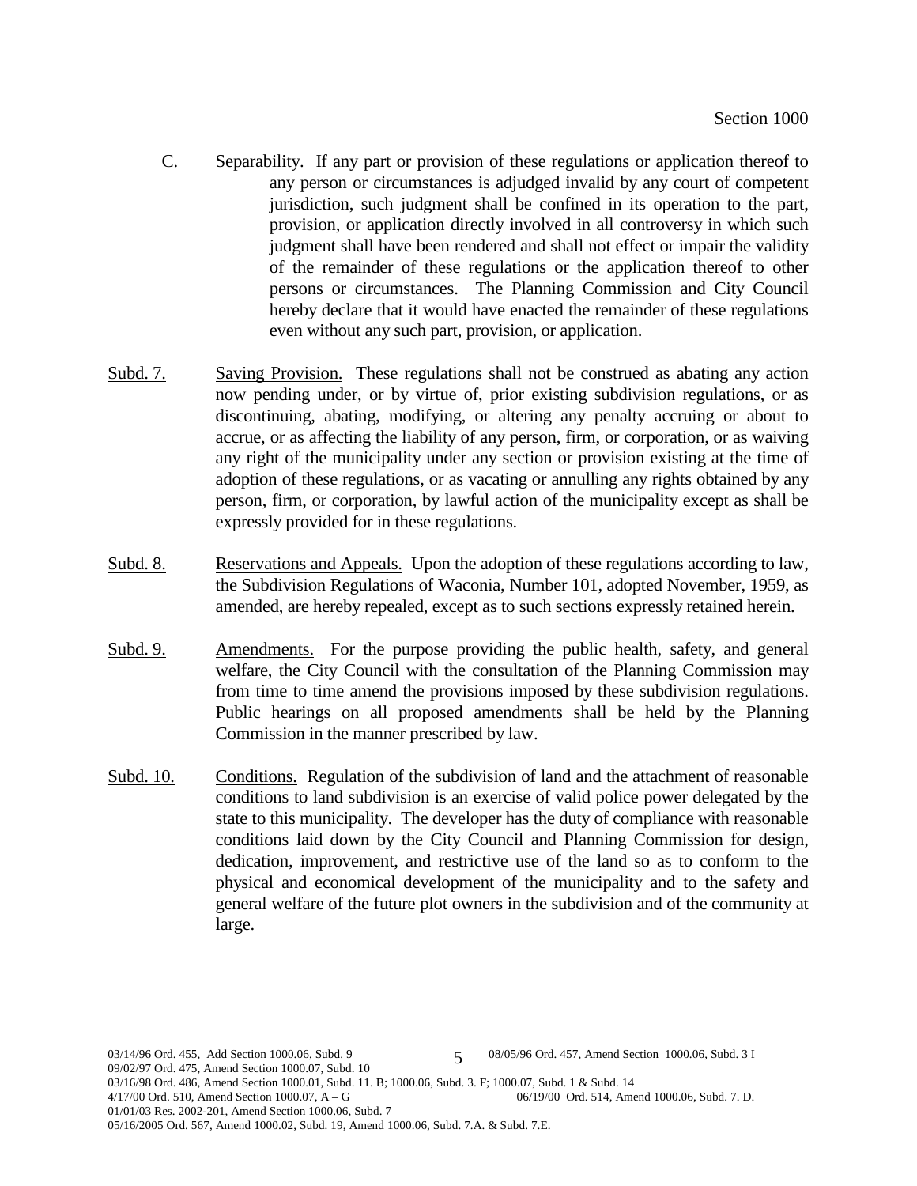C. Separability. If any part or provision of these regulations or application thereof to any person or circumstances is adjudged invalid by any court of competent jurisdiction, such judgment shall be confined in its operation to the part, provision, or application directly involved in all controversy in which such judgment shall have been rendered and shall not effect or impair the validity of the remainder of these regulations or the application thereof to other persons or circumstances. The Planning Commission and City Council hereby declare that it would have enacted the remainder of these regulations even without any such part, provision, or application.

Subd. 7. Saving Provision. These regulations shall not be construed as abating any action now pending under, or by virtue of, prior existing subdivision regulations, or as discontinuing, abating, modifying, or altering any penalty accruing or about to accrue, or as affecting the liability of any person, firm, or corporation, or as waiving any right of the municipality under any section or provision existing at the time of adoption of these regulations, or as vacating or annulling any rights obtained by any person, firm, or corporation, by lawful action of the municipality except as shall be expressly provided for in these regulations.

Subd. 8. Reservations and Appeals. Upon the adoption of these regulations according to law, the Subdivision Regulations of Waconia, Number 101, adopted November, 1959, as amended, are hereby repealed, except as to such sections expressly retained herein.

Subd. 9. Amendments. For the purpose providing the public health, safety, and general welfare, the City Council with the consultation of the Planning Commission may from time to time amend the provisions imposed by these subdivision regulations. Public hearings on all proposed amendments shall be held by the Planning Commission in the manner prescribed by law.

Subd. 10. Conditions. Regulation of the subdivision of land and the attachment of reasonable conditions to land subdivision is an exercise of valid police power delegated by the state to this municipality. The developer has the duty of compliance with reasonable conditions laid down by the City Council and Planning Commission for design, dedication, improvement, and restrictive use of the land so as to conform to the physical and economical development of the municipality and to the safety and general welfare of the future plot owners in the subdivision and of the community at large.

03/14/96 Ord. 455, Add Section 1000.06, Subd. 9 08/05/96 Ord. 457, Amend Section 1000.06, Subd. 3 I
09/02/97 Ord. 475, Amend Section 1000.07, Subd. 10
03/16/98 Ord. 486, Amend Section 1000.01, Subd. 11. B; 1000.06, Subd. 3. F; 1000.07, Subd. 1 & Subd. 14
4/17/00 Ord. 510, Amend Section 1000.07, A – G 06/19/00 Ord. 514, Amend 1000.06, Subd. 7. D.
01/01/03 Res. 2002-201, Amend Section 1000.06, Subd. 7
05/16/2005 Ord. 567, Amend 1000.02, Subd. 19, Amend 1000.06, Subd. 7.A. & Subd. 7.E.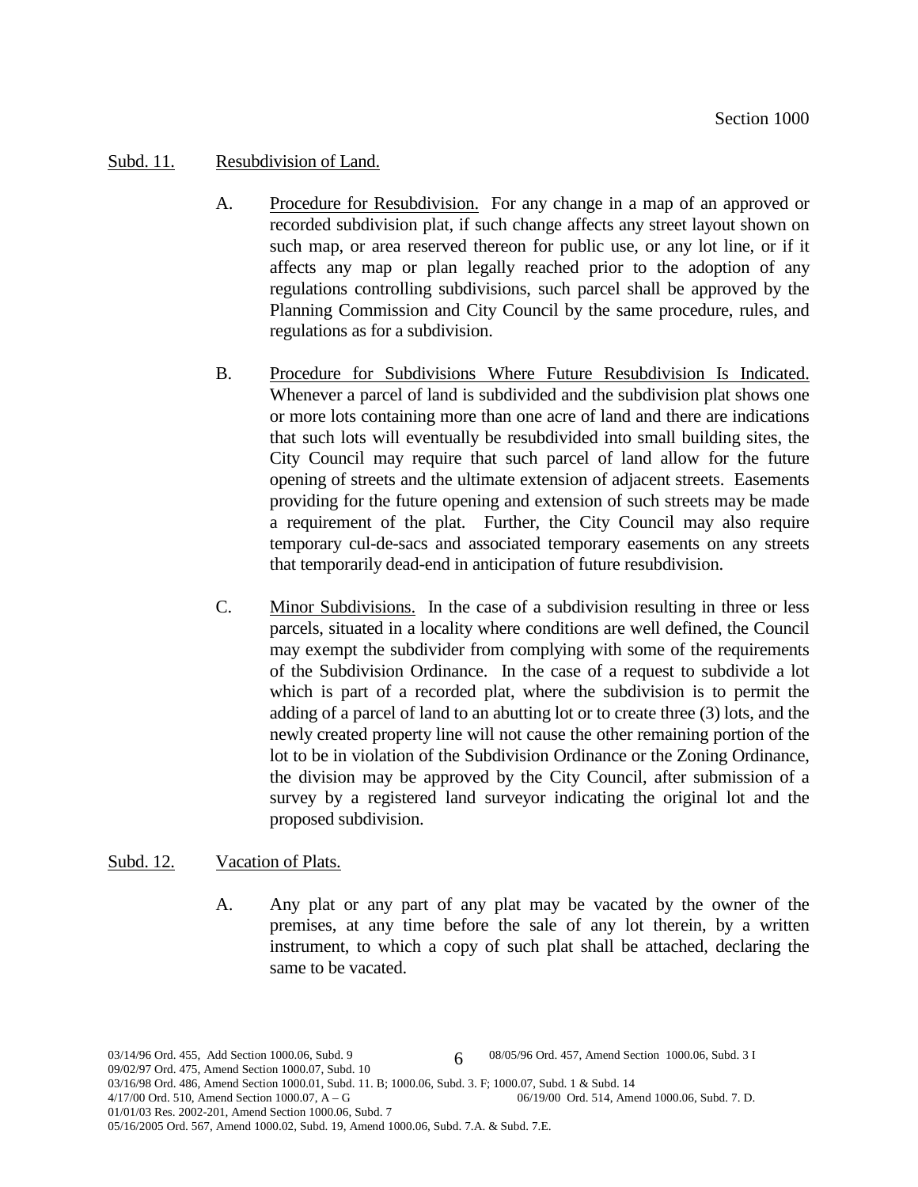## Subd. 11. Resubdivision of Land.

A. Procedure for Resubdivision. For any change in a map of an approved or recorded subdivision plat, if such change affects any street layout shown on such map, or area reserved thereon for public use, or any lot line, or if it affects any map or plan legally reached prior to the adoption of any regulations controlling subdivisions, such parcel shall be approved by the Planning Commission and City Council by the same procedure, rules, and regulations as for a subdivision.

B. Procedure for Subdivisions Where Future Resubdivision Is Indicated. Whenever a parcel of land is subdivided and the subdivision plat shows one or more lots containing more than one acre of land and there are indications that such lots will eventually be resubdivided into small building sites, the City Council may require that such parcel of land allow for the future opening of streets and the ultimate extension of adjacent streets. Easements providing for the future opening and extension of such streets may be made a requirement of the plat. Further, the City Council may also require temporary cul-de-sacs and associated temporary easements on any streets that temporarily dead-end in anticipation of future resubdivision.

C. Minor Subdivisions. In the case of a subdivision resulting in three or less parcels, situated in a locality where conditions are well defined, the Council may exempt the subdivider from complying with some of the requirements of the Subdivision Ordinance. In the case of a request to subdivide a lot which is part of a recorded plat, where the subdivision is to permit the adding of a parcel of land to an abutting lot or to create three (3) lots, and the newly created property line will not cause the other remaining portion of the lot to be in violation of the Subdivision Ordinance or the Zoning Ordinance, the division may be approved by the City Council, after submission of a survey by a registered land surveyor indicating the original lot and the proposed subdivision.

## Subd. 12. Vacation of Plats.

A. Any plat or any part of any plat may be vacated by the owner of the premises, at any time before the sale of any lot therein, by a written instrument, to which a copy of such plat shall be attached, declaring the same to be vacated.

03/14/96 Ord. 455, Add Section 1000.06, Subd. 9 08/05/96 Ord. 457, Amend Section 1000.06, Subd. 3 I
09/02/97 Ord. 475, Amend Section 1000.07, Subd. 10
03/16/98 Ord. 486, Amend Section 1000.01, Subd. 11. B; 1000.06, Subd. 3. F; 1000.07, Subd. 1 & Subd. 14
4/17/00 Ord. 510, Amend Section 1000.07, A – G 06/19/00 Ord. 514, Amend 1000.06, Subd. 7. D.
01/01/03 Res. 2002-201, Amend Section 1000.06, Subd. 7
05/16/2005 Ord. 567, Amend 1000.02, Subd. 19, Amend 1000.06, Subd. 7.A. & Subd. 7.E.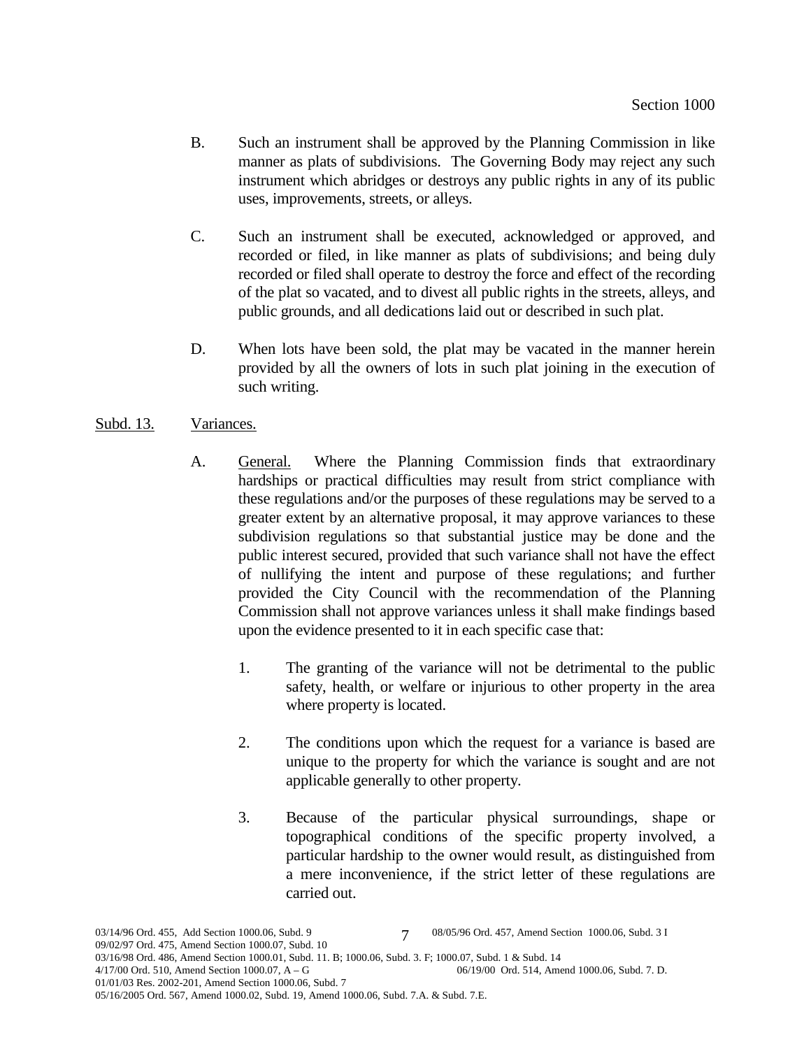B. Such an instrument shall be approved by the Planning Commission in like manner as plats of subdivisions. The Governing Body may reject any such instrument which abridges or destroys any public rights in any of its public uses, improvements, streets, or alleys.

C. Such an instrument shall be executed, acknowledged or approved, and recorded or filed, in like manner as plats of subdivisions; and being duly recorded or filed shall operate to destroy the force and effect of the recording of the plat so vacated, and to divest all public rights in the streets, alleys, and public grounds, and all dedications laid out or described in such plat.

D. When lots have been sold, the plat may be vacated in the manner herein provided by all the owners of lots in such plat joining in the execution of such writing.

Subd. 13. Variances.

A. General. Where the Planning Commission finds that extraordinary hardships or practical difficulties may result from strict compliance with these regulations and/or the purposes of these regulations may be served to a greater extent by an alternative proposal, it may approve variances to these subdivision regulations so that substantial justice may be done and the public interest secured, provided that such variance shall not have the effect of nullifying the intent and purpose of these regulations; and further provided the City Council with the recommendation of the Planning Commission shall not approve variances unless it shall make findings based upon the evidence presented to it in each specific case that:

1. The granting of the variance will not be detrimental to the public safety, health, or welfare or injurious to other property in the area where property is located.

2. The conditions upon which the request for a variance is based are unique to the property for which the variance is sought and are not applicable generally to other property.

3. Because of the particular physical surroundings, shape or topographical conditions of the specific property involved, a particular hardship to the owner would result, as distinguished from a mere inconvenience, if the strict letter of these regulations are carried out.

03/14/96 Ord. 455, Add Section 1000.06, Subd. 9 08/05/96 Ord. 457, Amend Section 1000.06, Subd. 3 I
09/02/97 Ord. 475, Amend Section 1000.07, Subd. 10
03/16/98 Ord. 486, Amend Section 1000.01, Subd. 11. B; 1000.06, Subd. 3. F; 1000.07, Subd. 1 & Subd. 14
4/17/00 Ord. 510, Amend Section 1000.07, A – G 06/19/00 Ord. 514, Amend 1000.06, Subd. 7. D.
01/01/03 Res. 2002-201, Amend Section 1000.06, Subd. 7
05/16/2005 Ord. 567, Amend 1000.02, Subd. 19, Amend 1000.06, Subd. 7.A. & Subd. 7.E.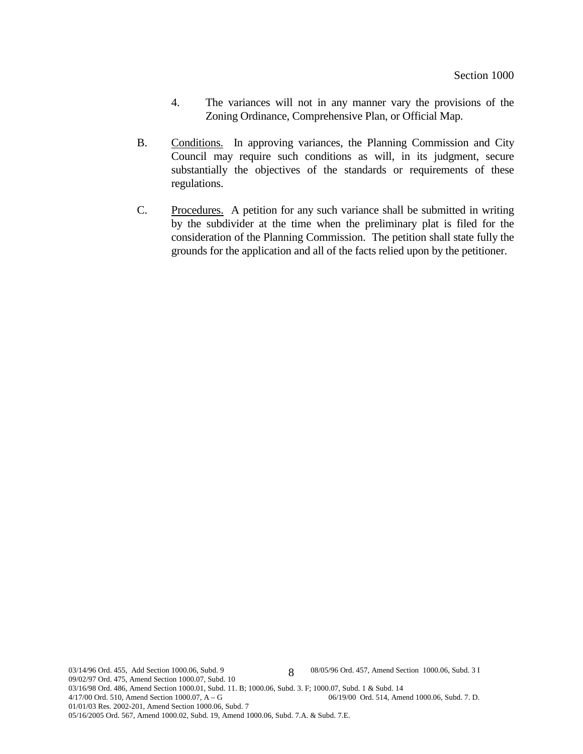4. The variances will not in any manner vary the provisions of the Zoning Ordinance, Comprehensive Plan, or Official Map.

B. Conditions. In approving variances, the Planning Commission and City Council may require such conditions as will, in its judgment, secure substantially the objectives of the standards or requirements of these regulations.

C. Procedures. A petition for any such variance shall be submitted in writing by the subdivider at the time when the preliminary plat is filed for the consideration of the Planning Commission. The petition shall state fully the grounds for the application and all of the facts relied upon by the petitioner.

03/14/96 Ord. 455, Add Section 1000.06, Subd. 9
08/05/96 Ord. 457, Amend Section 1000.06, Subd. 3 I
09/02/97 Ord. 475, Amend Section 1000.07, Subd. 10
03/16/98 Ord. 486, Amend Section 1000.01, Subd. 11. B; 1000.06, Subd. 3. F; 1000.07, Subd. 1 & Subd. 14
4/17/00 Ord. 510, Amend Section 1000.07, A – G
06/19/00 Ord. 514, Amend 1000.06, Subd. 7. D.
01/01/03 Res. 2002-201, Amend Section 1000.06, Subd. 7
05/16/2005 Ord. 567, Amend 1000.02, Subd. 19, Amend 1000.06, Subd. 7.A. & Subd. 7.E.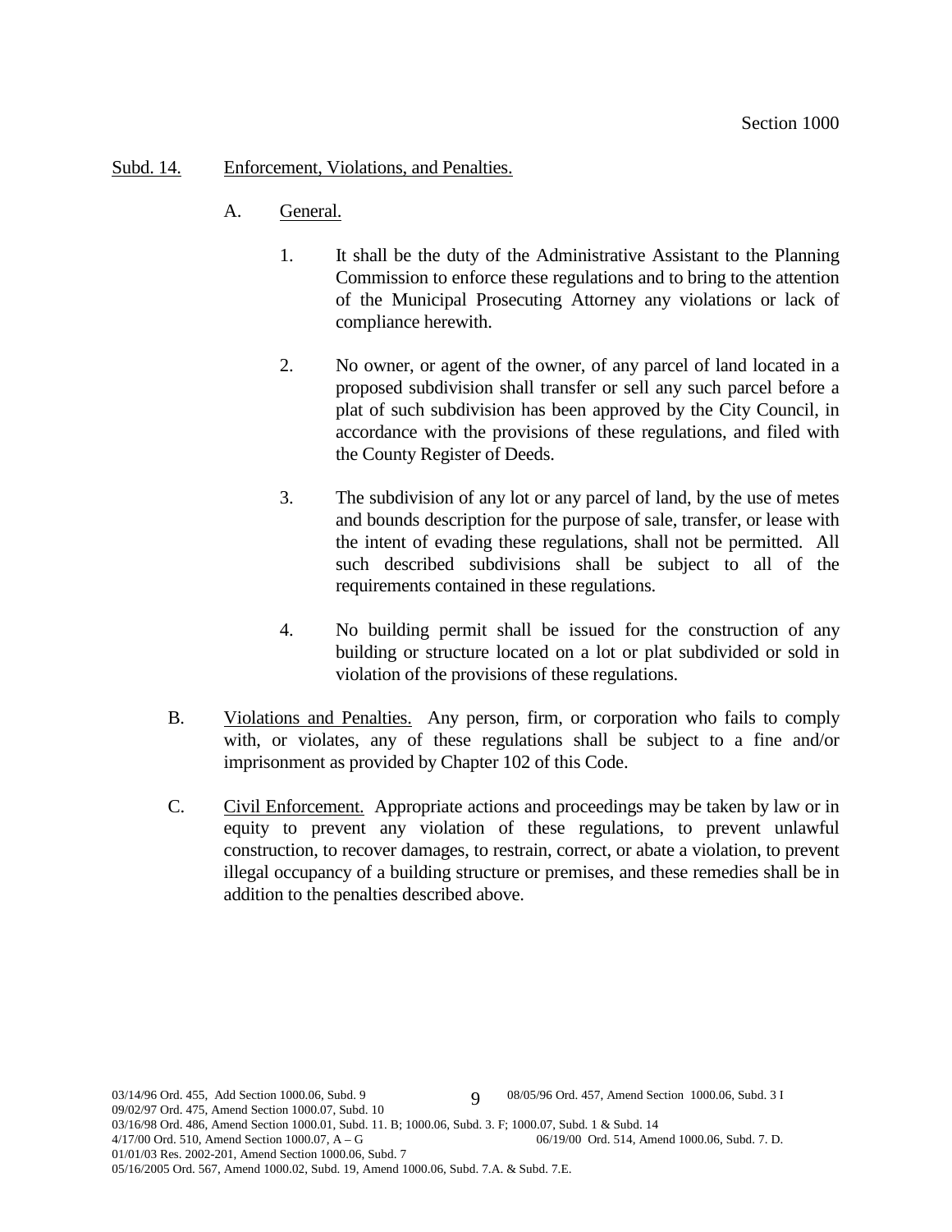Subd. 14. Enforcement, Violations, and Penalties.

A. General.

1. It shall be the duty of the Administrative Assistant to the Planning Commission to enforce these regulations and to bring to the attention of the Municipal Prosecuting Attorney any violations or lack of compliance herewith.

2. No owner, or agent of the owner, of any parcel of land located in a proposed subdivision shall transfer or sell any such parcel before a plat of such subdivision has been approved by the City Council, in accordance with the provisions of these regulations, and filed with the County Register of Deeds.

3. The subdivision of any lot or any parcel of land, by the use of metes and bounds description for the purpose of sale, transfer, or lease with the intent of evading these regulations, shall not be permitted. All such described subdivisions shall be subject to all of the requirements contained in these regulations.

4. No building permit shall be issued for the construction of any building or structure located on a lot or plat subdivided or sold in violation of the provisions of these regulations.

B. Violations and Penalties. Any person, firm, or corporation who fails to comply with, or violates, any of these regulations shall be subject to a fine and/or imprisonment as provided by Chapter 102 of this Code.

C. Civil Enforcement. Appropriate actions and proceedings may be taken by law or in equity to prevent any violation of these regulations, to prevent unlawful construction, to recover damages, to restrain, correct, or abate a violation, to prevent illegal occupancy of a building structure or premises, and these remedies shall be in addition to the penalties described above.

03/14/96 Ord. 455, Add Section 1000.06, Subd. 9 — 08/05/96 Ord. 457, Amend Section 1000.06, Subd. 3 I
09/02/97 Ord. 475, Amend Section 1000.07, Subd. 10
03/16/98 Ord. 486, Amend Section 1000.01, Subd. 11. B; 1000.06, Subd. 3. F; 1000.07, Subd. 1 & Subd. 14
4/17/00 Ord. 510, Amend Section 1000.07, A – G — 06/19/00 Ord. 514, Amend 1000.06, Subd. 7. D.
01/01/03 Res. 2002-201, Amend Section 1000.06, Subd. 7
05/16/2005 Ord. 567, Amend 1000.02, Subd. 19, Amend 1000.06, Subd. 7.A. & Subd. 7.E.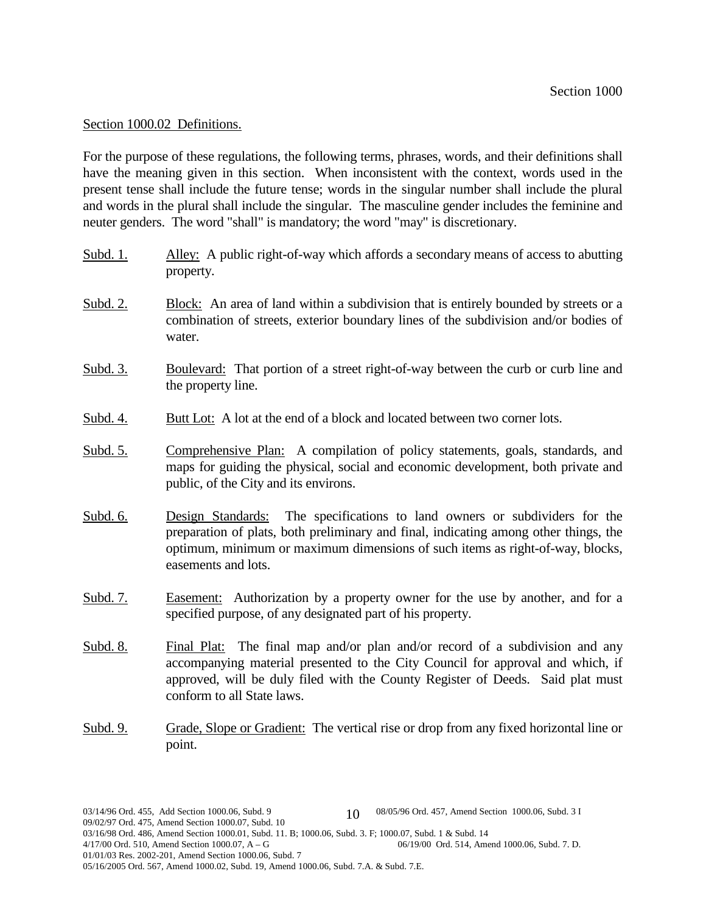## Section 1000.02 Definitions.

For the purpose of these regulations, the following terms, phrases, words, and their definitions shall have the meaning given in this section. When inconsistent with the context, words used in the present tense shall include the future tense; words in the singular number shall include the plural and words in the plural shall include the singular. The masculine gender includes the feminine and neuter genders. The word "shall" is mandatory; the word "may" is discretionary.

Subd. 1. Alley: A public right-of-way which affords a secondary means of access to abutting property.

Subd. 2. Block: An area of land within a subdivision that is entirely bounded by streets or a combination of streets, exterior boundary lines of the subdivision and/or bodies of water.

Subd. 3. Boulevard: That portion of a street right-of-way between the curb or curb line and the property line.

Subd. 4. Butt Lot: A lot at the end of a block and located between two corner lots.

Subd. 5. Comprehensive Plan: A compilation of policy statements, goals, standards, and maps for guiding the physical, social and economic development, both private and public, of the City and its environs.

Subd. 6. Design Standards: The specifications to land owners or subdividers for the preparation of plats, both preliminary and final, indicating among other things, the optimum, minimum or maximum dimensions of such items as right-of-way, blocks, easements and lots.

Subd. 7. Easement: Authorization by a property owner for the use by another, and for a specified purpose, of any designated part of his property.

Subd. 8. Final Plat: The final map and/or plan and/or record of a subdivision and any accompanying material presented to the City Council for approval and which, if approved, will be duly filed with the County Register of Deeds. Said plat must conform to all State laws.

Subd. 9. Grade, Slope or Gradient: The vertical rise or drop from any fixed horizontal line or point.

03/14/96 Ord. 455, Add Section 1000.06, Subd. 9 — 08/05/96 Ord. 457, Amend Section 1000.06, Subd. 3 I
09/02/97 Ord. 475, Amend Section 1000.07, Subd. 10
03/16/98 Ord. 486, Amend Section 1000.01, Subd. 11. B; 1000.06, Subd. 3. F; 1000.07, Subd. 1 & Subd. 14
4/17/00 Ord. 510, Amend Section 1000.07, A – G — 06/19/00 Ord. 514, Amend 1000.06, Subd. 7. D.
01/01/03 Res. 2002-201, Amend Section 1000.06, Subd. 7
05/16/2005 Ord. 567, Amend 1000.02, Subd. 19, Amend 1000.06, Subd. 7.A. & Subd. 7.E.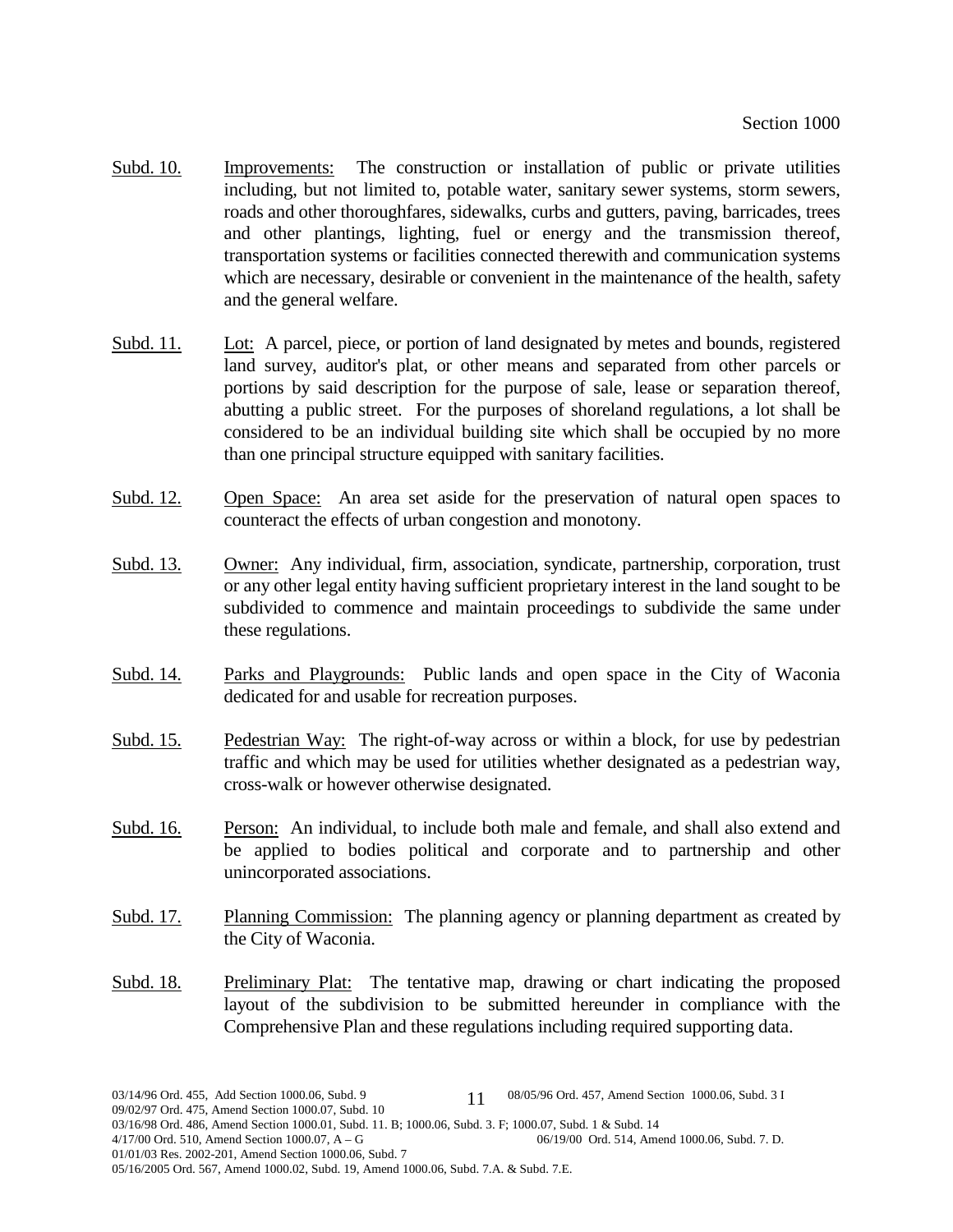Subd. 10. Improvements: The construction or installation of public or private utilities including, but not limited to, potable water, sanitary sewer systems, storm sewers, roads and other thoroughfares, sidewalks, curbs and gutters, paving, barricades, trees and other plantings, lighting, fuel or energy and the transmission thereof, transportation systems or facilities connected therewith and communication systems which are necessary, desirable or convenient in the maintenance of the health, safety and the general welfare.

Subd. 11. Lot: A parcel, piece, or portion of land designated by metes and bounds, registered land survey, auditor's plat, or other means and separated from other parcels or portions by said description for the purpose of sale, lease or separation thereof, abutting a public street. For the purposes of shoreland regulations, a lot shall be considered to be an individual building site which shall be occupied by no more than one principal structure equipped with sanitary facilities.

Subd. 12. Open Space: An area set aside for the preservation of natural open spaces to counteract the effects of urban congestion and monotony.

Subd. 13. Owner: Any individual, firm, association, syndicate, partnership, corporation, trust or any other legal entity having sufficient proprietary interest in the land sought to be subdivided to commence and maintain proceedings to subdivide the same under these regulations.

Subd. 14. Parks and Playgrounds: Public lands and open space in the City of Waconia dedicated for and usable for recreation purposes.

Subd. 15. Pedestrian Way: The right-of-way across or within a block, for use by pedestrian traffic and which may be used for utilities whether designated as a pedestrian way, cross-walk or however otherwise designated.

Subd. 16. Person: An individual, to include both male and female, and shall also extend and be applied to bodies political and corporate and to partnership and other unincorporated associations.

Subd. 17. Planning Commission: The planning agency or planning department as created by the City of Waconia.

Subd. 18. Preliminary Plat: The tentative map, drawing or chart indicating the proposed layout of the subdivision to be submitted hereunder in compliance with the Comprehensive Plan and these regulations including required supporting data.

03/14/96 Ord. 455, Add Section 1000.06, Subd. 9
08/05/96 Ord. 457, Amend Section 1000.06, Subd. 3 I
09/02/97 Ord. 475, Amend Section 1000.07, Subd. 10
03/16/98 Ord. 486, Amend Section 1000.01, Subd. 11. B; 1000.06, Subd. 3. F; 1000.07, Subd. 1 & Subd. 14
4/17/00 Ord. 510, Amend Section 1000.07, A – G
06/19/00 Ord. 514, Amend 1000.06, Subd. 7. D.
01/01/03 Res. 2002-201, Amend Section 1000.06, Subd. 7
05/16/2005 Ord. 567, Amend 1000.02, Subd. 19, Amend 1000.06, Subd. 7.A. & Subd. 7.E.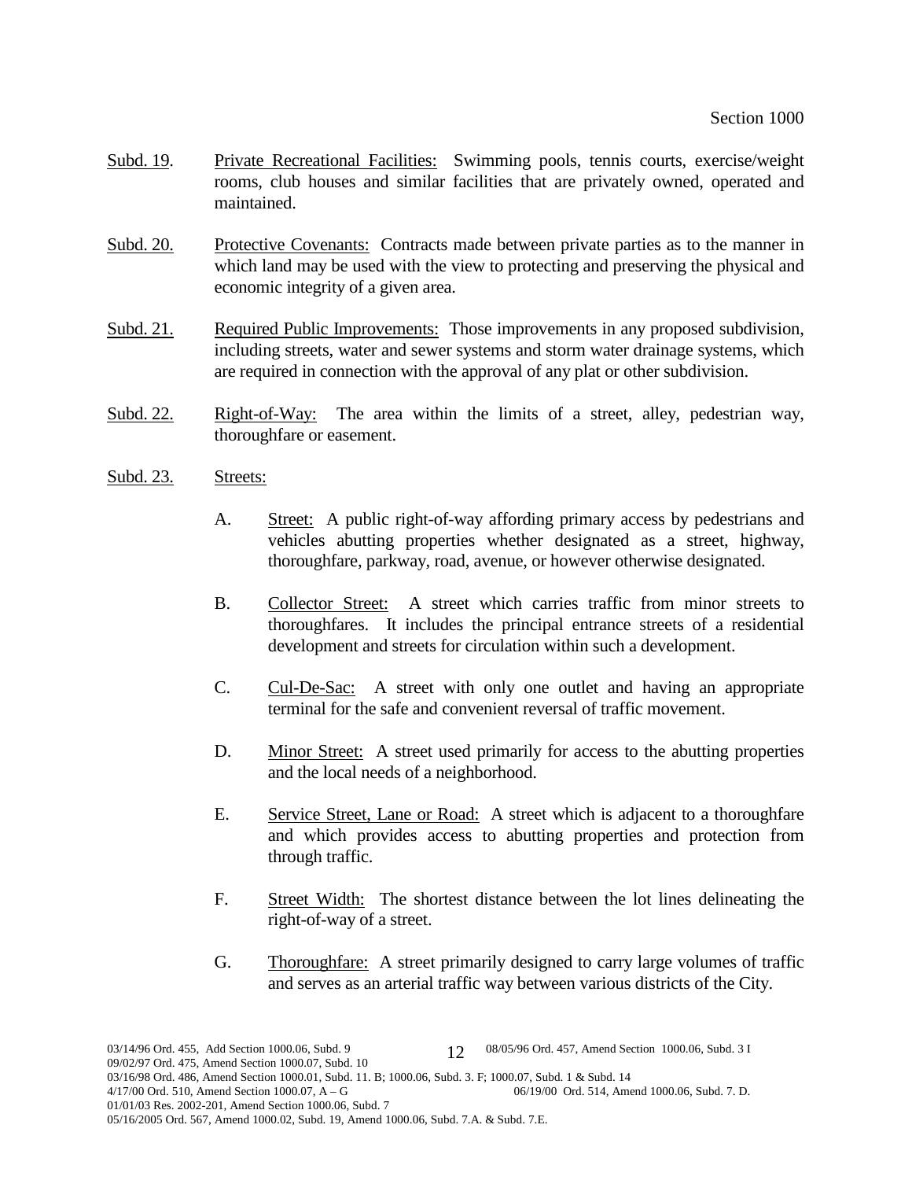Subd. 19. Private Recreational Facilities: Swimming pools, tennis courts, exercise/weight rooms, club houses and similar facilities that are privately owned, operated and maintained.

Subd. 20. Protective Covenants: Contracts made between private parties as to the manner in which land may be used with the view to protecting and preserving the physical and economic integrity of a given area.

Subd. 21. Required Public Improvements: Those improvements in any proposed subdivision, including streets, water and sewer systems and storm water drainage systems, which are required in connection with the approval of any plat or other subdivision.

Subd. 22. Right-of-Way: The area within the limits of a street, alley, pedestrian way, thoroughfare or easement.

Subd. 23. Streets:

A. Street: A public right-of-way affording primary access by pedestrians and vehicles abutting properties whether designated as a street, highway, thoroughfare, parkway, road, avenue, or however otherwise designated.

B. Collector Street: A street which carries traffic from minor streets to thoroughfares. It includes the principal entrance streets of a residential development and streets for circulation within such a development.

C. Cul-De-Sac: A street with only one outlet and having an appropriate terminal for the safe and convenient reversal of traffic movement.

D. Minor Street: A street used primarily for access to the abutting properties and the local needs of a neighborhood.

E. Service Street, Lane or Road: A street which is adjacent to a thoroughfare and which provides access to abutting properties and protection from through traffic.

F. Street Width: The shortest distance between the lot lines delineating the right-of-way of a street.

G. Thoroughfare: A street primarily designed to carry large volumes of traffic and serves as an arterial traffic way between various districts of the City.

03/14/96 Ord. 455, Add Section 1000.06, Subd. 9 — 08/05/96 Ord. 457, Amend Section 1000.06, Subd. 3 I
09/02/97 Ord. 475, Amend Section 1000.07, Subd. 10
03/16/98 Ord. 486, Amend Section 1000.01, Subd. 11. B; 1000.06, Subd. 3. F; 1000.07, Subd. 1 & Subd. 14
4/17/00 Ord. 510, Amend Section 1000.07, A – G — 06/19/00 Ord. 514, Amend 1000.06, Subd. 7. D.
01/01/03 Res. 2002-201, Amend Section 1000.06, Subd. 7
05/16/2005 Ord. 567, Amend 1000.02, Subd. 19, Amend 1000.06, Subd. 7.A. & Subd. 7.E.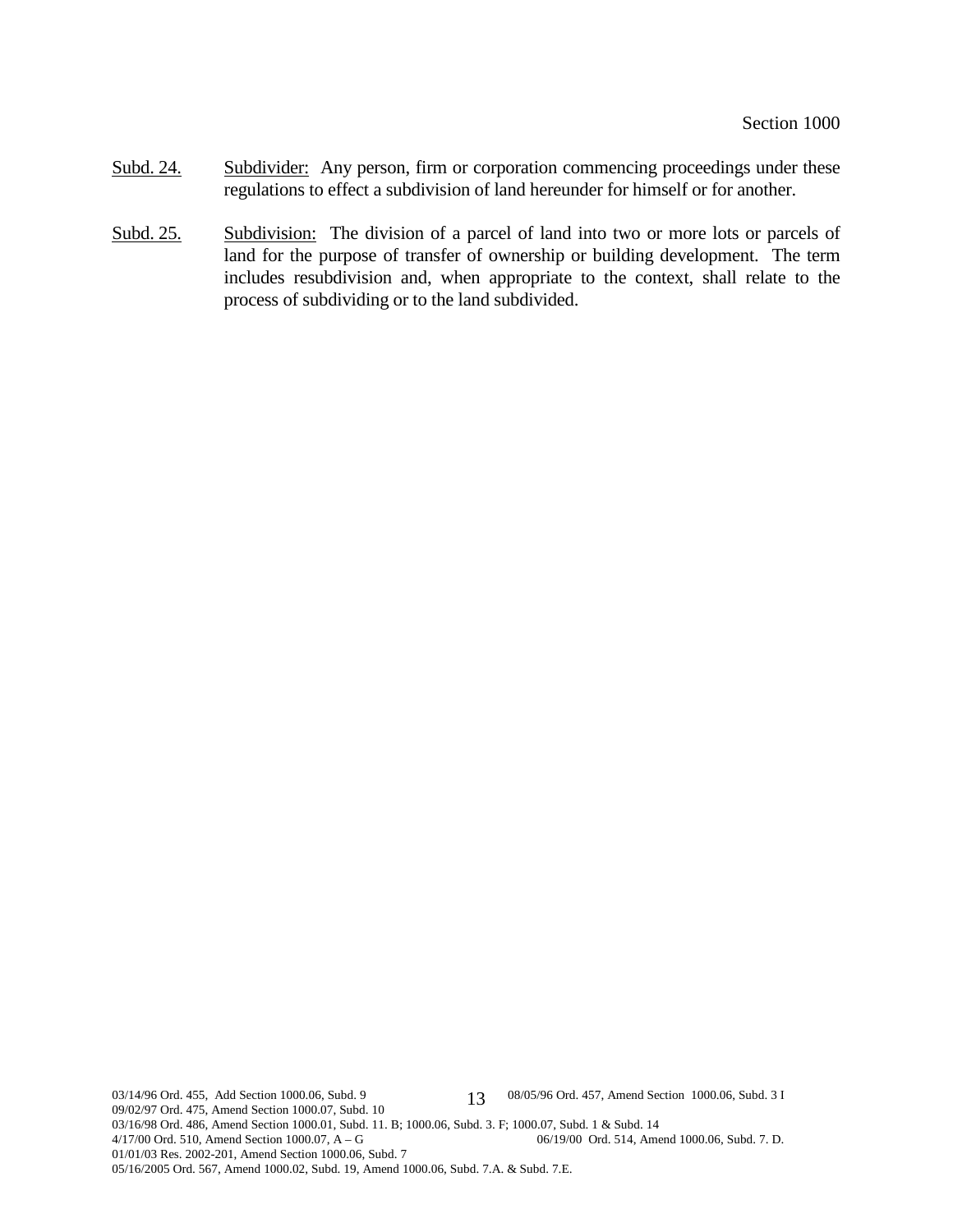Subd. 24. Subdivider: Any person, firm or corporation commencing proceedings under these regulations to effect a subdivision of land hereunder for himself or for another.

Subd. 25. Subdivision: The division of a parcel of land into two or more lots or parcels of land for the purpose of transfer of ownership or building development. The term includes resubdivision and, when appropriate to the context, shall relate to the process of subdividing or to the land subdivided.

03/14/96 Ord. 455, Add Section 1000.06, Subd. 9 08/05/96 Ord. 457, Amend Section 1000.06, Subd. 3 I
09/02/97 Ord. 475, Amend Section 1000.07, Subd. 10
03/16/98 Ord. 486, Amend Section 1000.01, Subd. 11. B; 1000.06, Subd. 3. F; 1000.07, Subd. 1 & Subd. 14
4/17/00 Ord. 510, Amend Section 1000.07, A – G 06/19/00 Ord. 514, Amend 1000.06, Subd. 7. D.
01/01/03 Res. 2002-201, Amend Section 1000.06, Subd. 7
05/16/2005 Ord. 567, Amend 1000.02, Subd. 19, Amend 1000.06, Subd. 7.A. & Subd. 7.E.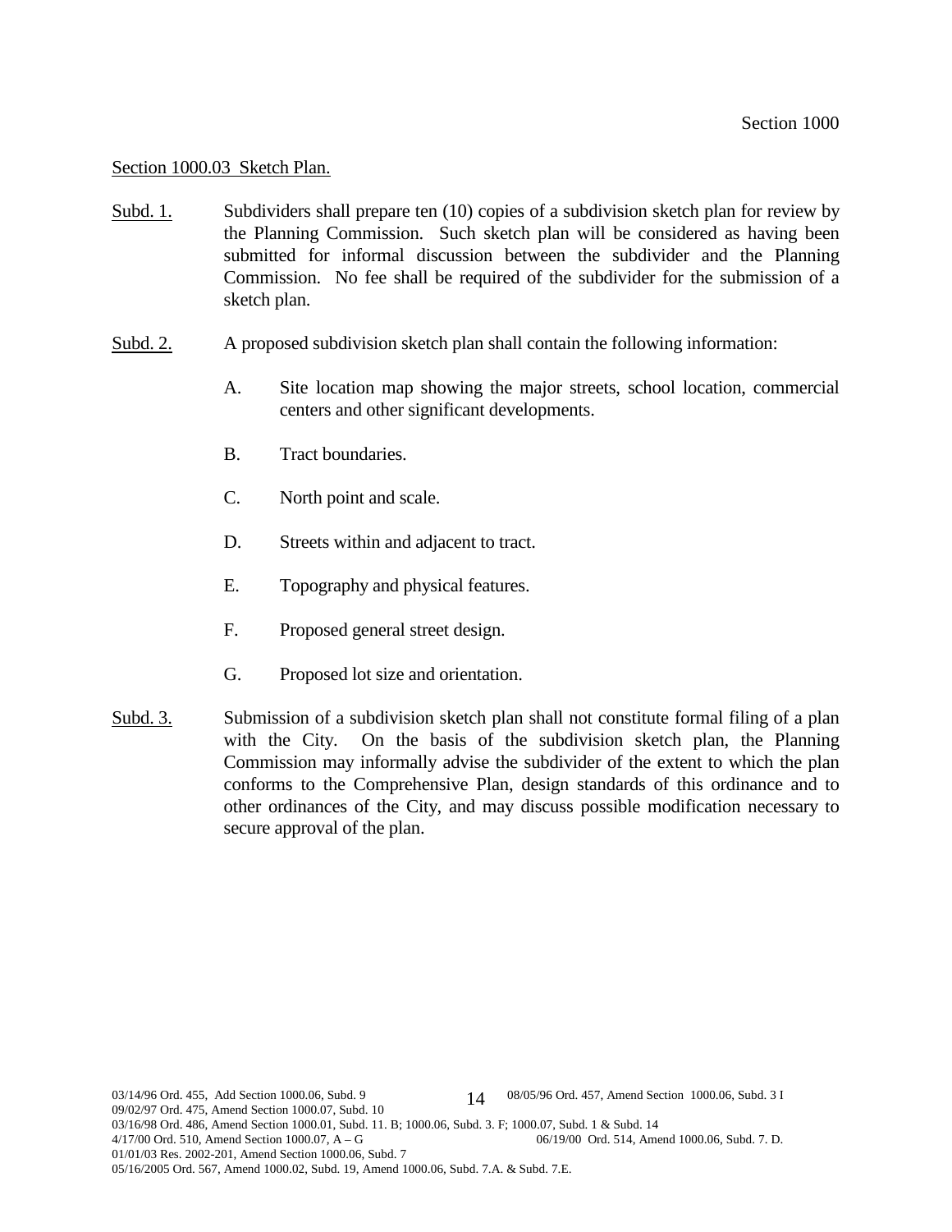Section 1000.03 Sketch Plan.

Subd. 1. Subdividers shall prepare ten (10) copies of a subdivision sketch plan for review by the Planning Commission. Such sketch plan will be considered as having been submitted for informal discussion between the subdivider and the Planning Commission. No fee shall be required of the subdivider for the submission of a sketch plan.

Subd. 2. A proposed subdivision sketch plan shall contain the following information:

A. Site location map showing the major streets, school location, commercial centers and other significant developments.

B. Tract boundaries.

C. North point and scale.

D. Streets within and adjacent to tract.

E. Topography and physical features.

F. Proposed general street design.

G. Proposed lot size and orientation.

Subd. 3. Submission of a subdivision sketch plan shall not constitute formal filing of a plan with the City. On the basis of the subdivision sketch plan, the Planning Commission may informally advise the subdivider of the extent to which the plan conforms to the Comprehensive Plan, design standards of this ordinance and to other ordinances of the City, and may discuss possible modification necessary to secure approval of the plan.

03/14/96 Ord. 455, Add Section 1000.06, Subd. 9
08/05/96 Ord. 457, Amend Section 1000.06, Subd. 3 I
09/02/97 Ord. 475, Amend Section 1000.07, Subd. 10
03/16/98 Ord. 486, Amend Section 1000.01, Subd. 11. B; 1000.06, Subd. 3. F; 1000.07, Subd. 1 & Subd. 14
4/17/00 Ord. 510, Amend Section 1000.07, A – G
06/19/00 Ord. 514, Amend 1000.06, Subd. 7. D.
01/01/03 Res. 2002-201, Amend Section 1000.06, Subd. 7
05/16/2005 Ord. 567, Amend 1000.02, Subd. 19, Amend 1000.06, Subd. 7.A. & Subd. 7.E.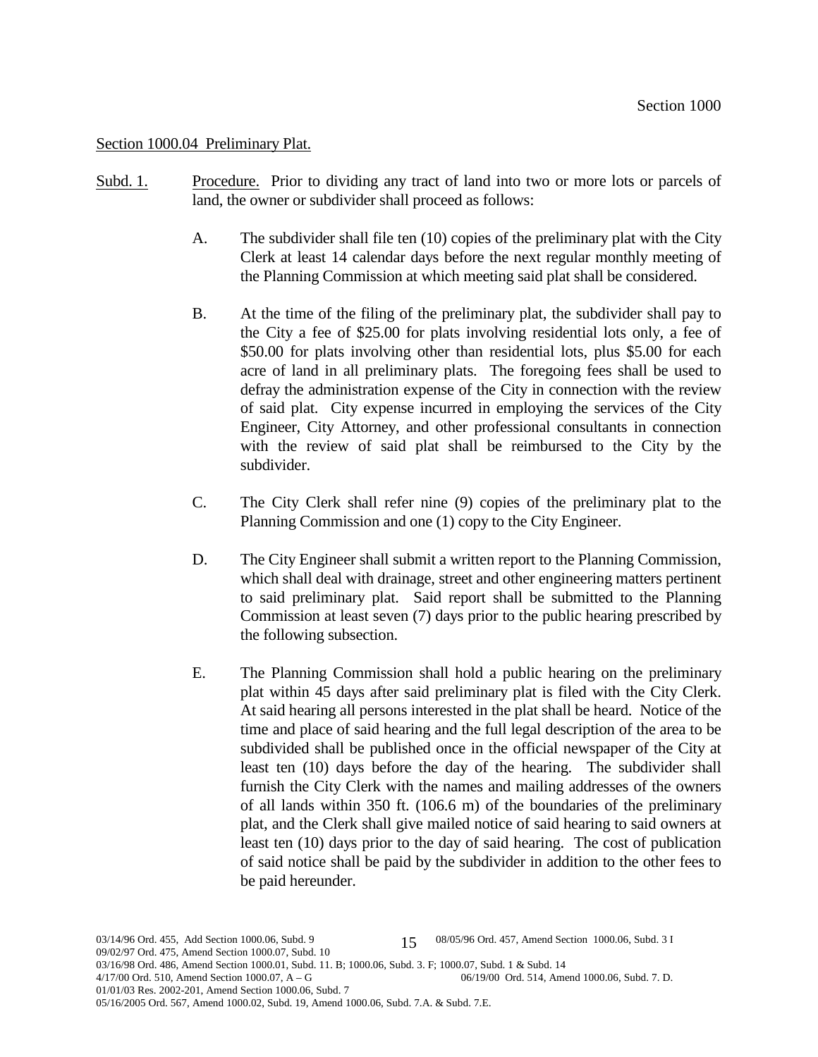## Section 1000.04 Preliminary Plat.

Subd. 1. Procedure. Prior to dividing any tract of land into two or more lots or parcels of land, the owner or subdivider shall proceed as follows:

A. The subdivider shall file ten (10) copies of the preliminary plat with the City Clerk at least 14 calendar days before the next regular monthly meeting of the Planning Commission at which meeting said plat shall be considered.

B. At the time of the filing of the preliminary plat, the subdivider shall pay to the City a fee of $25.00 for plats involving residential lots only, a fee of $50.00 for plats involving other than residential lots, plus $5.00 for each acre of land in all preliminary plats. The foregoing fees shall be used to defray the administration expense of the City in connection with the review of said plat. City expense incurred in employing the services of the City Engineer, City Attorney, and other professional consultants in connection with the review of said plat shall be reimbursed to the City by the subdivider.

C. The City Clerk shall refer nine (9) copies of the preliminary plat to the Planning Commission and one (1) copy to the City Engineer.

D. The City Engineer shall submit a written report to the Planning Commission, which shall deal with drainage, street and other engineering matters pertinent to said preliminary plat. Said report shall be submitted to the Planning Commission at least seven (7) days prior to the public hearing prescribed by the following subsection.

E. The Planning Commission shall hold a public hearing on the preliminary plat within 45 days after said preliminary plat is filed with the City Clerk. At said hearing all persons interested in the plat shall be heard. Notice of the time and place of said hearing and the full legal description of the area to be subdivided shall be published once in the official newspaper of the City at least ten (10) days before the day of the hearing. The subdivider shall furnish the City Clerk with the names and mailing addresses of the owners of all lands within 350 ft. (106.6 m) of the boundaries of the preliminary plat, and the Clerk shall give mailed notice of said hearing to said owners at least ten (10) days prior to the day of said hearing. The cost of publication of said notice shall be paid by the subdivider in addition to the other fees to be paid hereunder.

03/14/96 Ord. 455, Add Section 1000.06, Subd. 9 — 08/05/96 Ord. 457, Amend Section 1000.06, Subd. 3 I
09/02/97 Ord. 475, Amend Section 1000.07, Subd. 10
03/16/98 Ord. 486, Amend Section 1000.01, Subd. 11. B; 1000.06, Subd. 3. F; 1000.07, Subd. 1 & Subd. 14
4/17/00 Ord. 510, Amend Section 1000.07, A – G — 06/19/00 Ord. 514, Amend 1000.06, Subd. 7. D.
01/01/03 Res. 2002-201, Amend Section 1000.06, Subd. 7
05/16/2005 Ord. 567, Amend 1000.02, Subd. 19, Amend 1000.06, Subd. 7.A. & Subd. 7.E.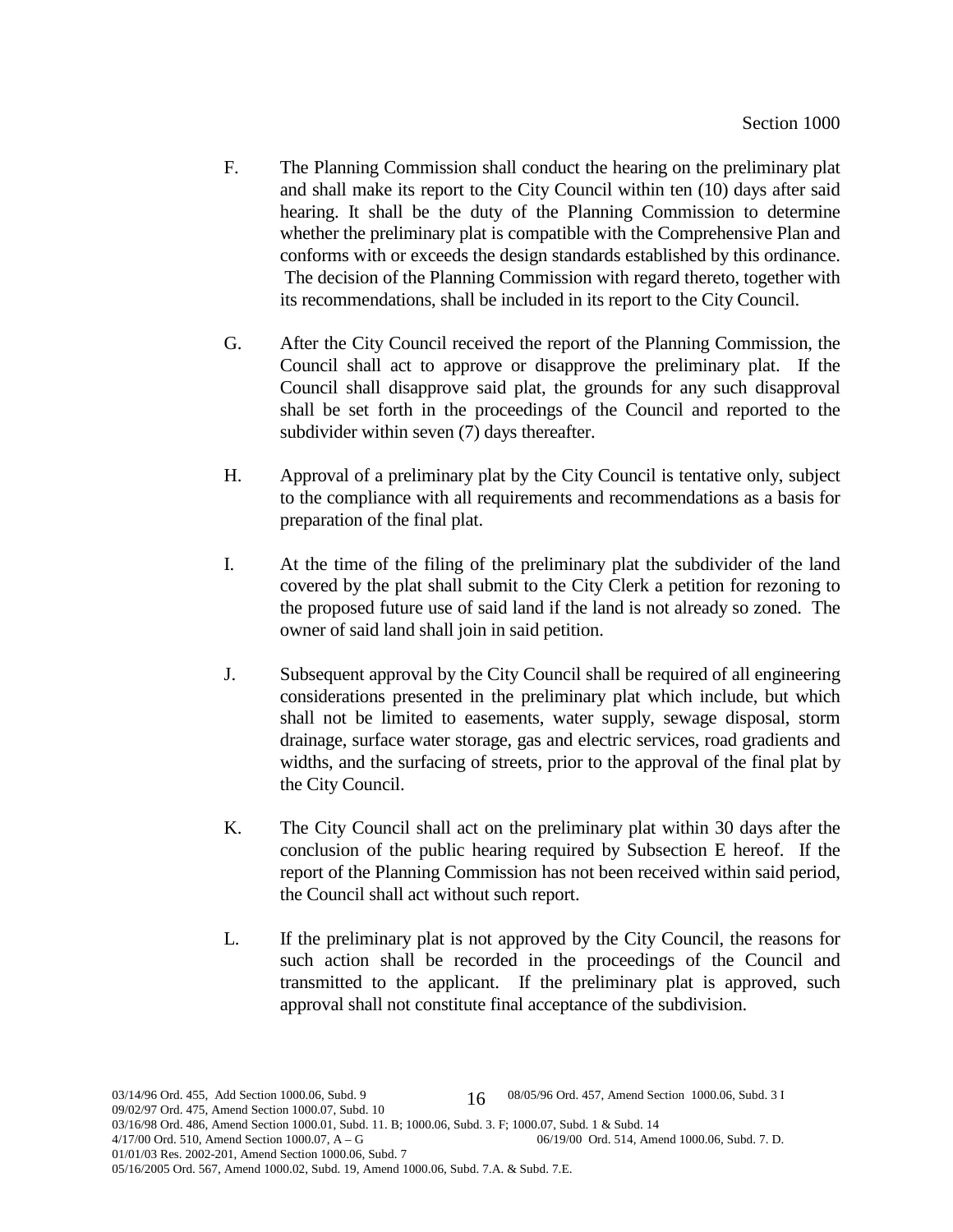F. The Planning Commission shall conduct the hearing on the preliminary plat and shall make its report to the City Council within ten (10) days after said hearing. It shall be the duty of the Planning Commission to determine whether the preliminary plat is compatible with the Comprehensive Plan and conforms with or exceeds the design standards established by this ordinance. The decision of the Planning Commission with regard thereto, together with its recommendations, shall be included in its report to the City Council.

G. After the City Council received the report of the Planning Commission, the Council shall act to approve or disapprove the preliminary plat. If the Council shall disapprove said plat, the grounds for any such disapproval shall be set forth in the proceedings of the Council and reported to the subdivider within seven (7) days thereafter.

H. Approval of a preliminary plat by the City Council is tentative only, subject to the compliance with all requirements and recommendations as a basis for preparation of the final plat.

I. At the time of the filing of the preliminary plat the subdivider of the land covered by the plat shall submit to the City Clerk a petition for rezoning to the proposed future use of said land if the land is not already so zoned. The owner of said land shall join in said petition.

J. Subsequent approval by the City Council shall be required of all engineering considerations presented in the preliminary plat which include, but which shall not be limited to easements, water supply, sewage disposal, storm drainage, surface water storage, gas and electric services, road gradients and widths, and the surfacing of streets, prior to the approval of the final plat by the City Council.

K. The City Council shall act on the preliminary plat within 30 days after the conclusion of the public hearing required by Subsection E hereof. If the report of the Planning Commission has not been received within said period, the Council shall act without such report.

L. If the preliminary plat is not approved by the City Council, the reasons for such action shall be recorded in the proceedings of the Council and transmitted to the applicant. If the preliminary plat is approved, such approval shall not constitute final acceptance of the subdivision.

03/14/96 Ord. 455, Add Section 1000.06, Subd. 9 08/05/96 Ord. 457, Amend Section 1000.06, Subd. 3 I
09/02/97 Ord. 475, Amend Section 1000.07, Subd. 10
03/16/98 Ord. 486, Amend Section 1000.01, Subd. 11. B; 1000.06, Subd. 3. F; 1000.07, Subd. 1 & Subd. 14
4/17/00 Ord. 510, Amend Section 1000.07, A – G 06/19/00 Ord. 514, Amend 1000.06, Subd. 7. D.
01/01/03 Res. 2002-201, Amend Section 1000.06, Subd. 7
05/16/2005 Ord. 567, Amend 1000.02, Subd. 19, Amend 1000.06, Subd. 7.A. & Subd. 7.E.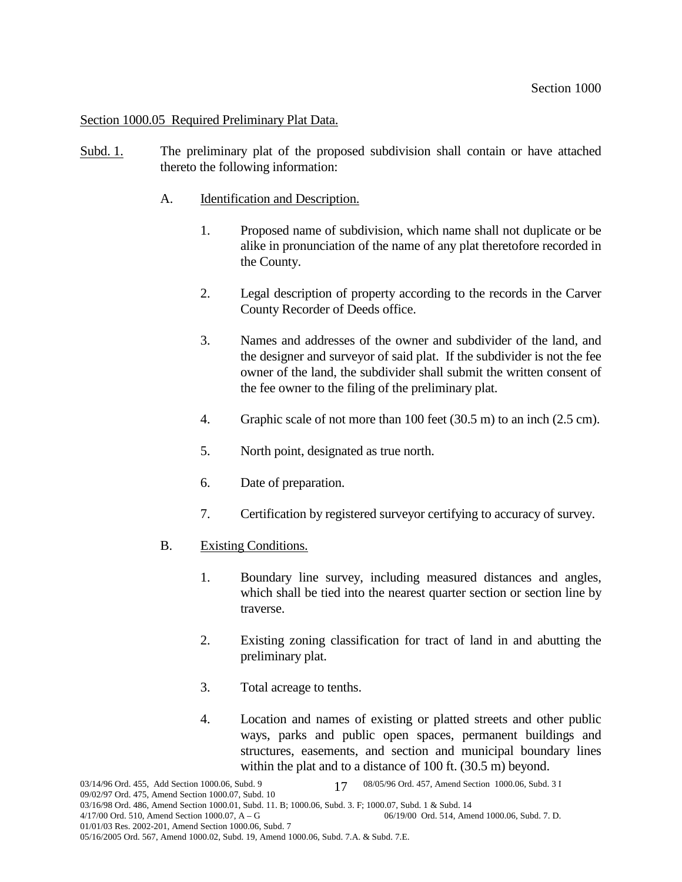Section 1000.05 Required Preliminary Plat Data.

Subd. 1. The preliminary plat of the proposed subdivision shall contain or have attached thereto the following information:

A. Identification and Description.

1. Proposed name of subdivision, which name shall not duplicate or be alike in pronunciation of the name of any plat theretofore recorded in the County.

2. Legal description of property according to the records in the Carver County Recorder of Deeds office.

3. Names and addresses of the owner and subdivider of the land, and the designer and surveyor of said plat. If the subdivider is not the fee owner of the land, the subdivider shall submit the written consent of the fee owner to the filing of the preliminary plat.

4. Graphic scale of not more than 100 feet (30.5 m) to an inch (2.5 cm).

5. North point, designated as true north.

6. Date of preparation.

7. Certification by registered surveyor certifying to accuracy of survey.

B. Existing Conditions.

1. Boundary line survey, including measured distances and angles, which shall be tied into the nearest quarter section or section line by traverse.

2. Existing zoning classification for tract of land in and abutting the preliminary plat.

3. Total acreage to tenths.

4. Location and names of existing or platted streets and other public ways, parks and public open spaces, permanent buildings and structures, easements, and section and municipal boundary lines within the plat and to a distance of 100 ft. (30.5 m) beyond.

03/14/96 Ord. 455, Add Section 1000.06, Subd. 9
08/05/96 Ord. 457, Amend Section 1000.06, Subd. 3 I
09/02/97 Ord. 475, Amend Section 1000.07, Subd. 10
03/16/98 Ord. 486, Amend Section 1000.01, Subd. 11. B; 1000.06, Subd. 3. F; 1000.07, Subd. 1 & Subd. 14
4/17/00 Ord. 510, Amend Section 1000.07, A – G
06/19/00 Ord. 514, Amend 1000.06, Subd. 7. D.
01/01/03 Res. 2002-201, Amend Section 1000.06, Subd. 7
05/16/2005 Ord. 567, Amend 1000.02, Subd. 19, Amend 1000.06, Subd. 7.A. & Subd. 7.E.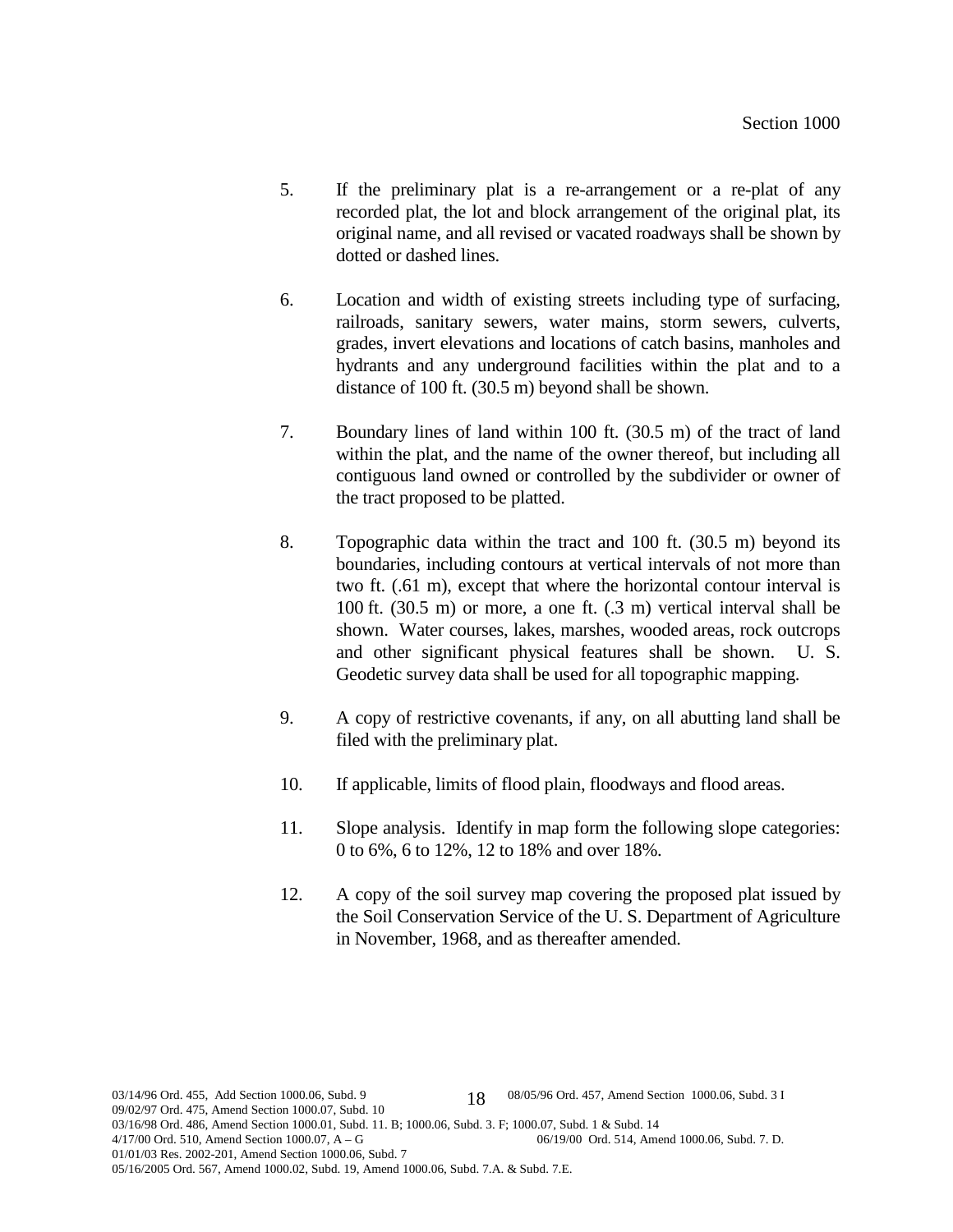5. If the preliminary plat is a re-arrangement or a re-plat of any recorded plat, the lot and block arrangement of the original plat, its original name, and all revised or vacated roadways shall be shown by dotted or dashed lines.

6. Location and width of existing streets including type of surfacing, railroads, sanitary sewers, water mains, storm sewers, culverts, grades, invert elevations and locations of catch basins, manholes and hydrants and any underground facilities within the plat and to a distance of 100 ft. (30.5 m) beyond shall be shown.

7. Boundary lines of land within 100 ft. (30.5 m) of the tract of land within the plat, and the name of the owner thereof, but including all contiguous land owned or controlled by the subdivider or owner of the tract proposed to be platted.

8. Topographic data within the tract and 100 ft. (30.5 m) beyond its boundaries, including contours at vertical intervals of not more than two ft. (.61 m), except that where the horizontal contour interval is 100 ft. (30.5 m) or more, a one ft. (.3 m) vertical interval shall be shown. Water courses, lakes, marshes, wooded areas, rock outcrops and other significant physical features shall be shown. U. S. Geodetic survey data shall be used for all topographic mapping.

9. A copy of restrictive covenants, if any, on all abutting land shall be filed with the preliminary plat.

10. If applicable, limits of flood plain, floodways and flood areas.

11. Slope analysis. Identify in map form the following slope categories: 0 to 6%, 6 to 12%, 12 to 18% and over 18%.

12. A copy of the soil survey map covering the proposed plat issued by the Soil Conservation Service of the U. S. Department of Agriculture in November, 1968, and as thereafter amended.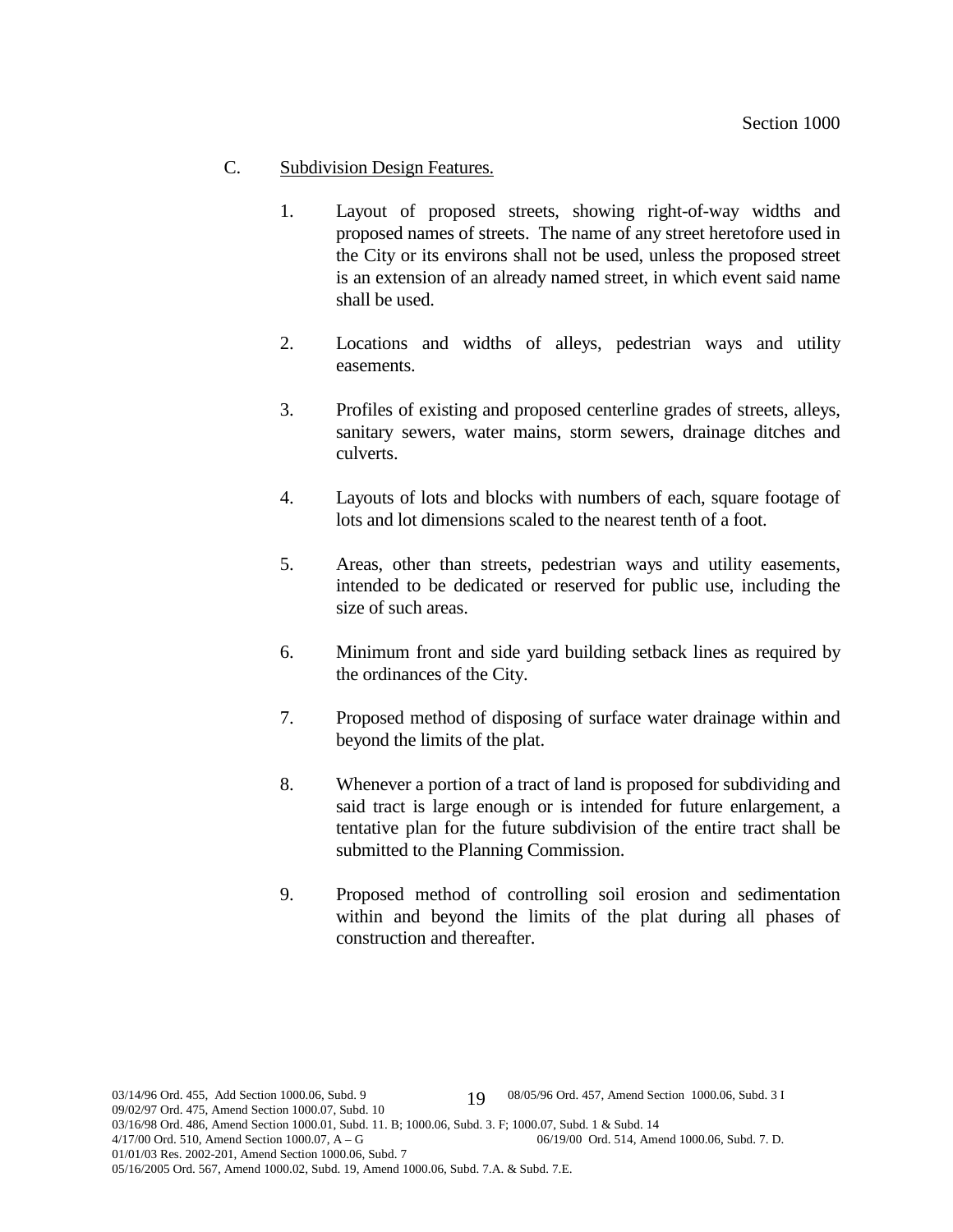C. Subdivision Design Features.

1. Layout of proposed streets, showing right-of-way widths and proposed names of streets. The name of any street heretofore used in the City or its environs shall not be used, unless the proposed street is an extension of an already named street, in which event said name shall be used.

2. Locations and widths of alleys, pedestrian ways and utility easements.

3. Profiles of existing and proposed centerline grades of streets, alleys, sanitary sewers, water mains, storm sewers, drainage ditches and culverts.

4. Layouts of lots and blocks with numbers of each, square footage of lots and lot dimensions scaled to the nearest tenth of a foot.

5. Areas, other than streets, pedestrian ways and utility easements, intended to be dedicated or reserved for public use, including the size of such areas.

6. Minimum front and side yard building setback lines as required by the ordinances of the City.

7. Proposed method of disposing of surface water drainage within and beyond the limits of the plat.

8. Whenever a portion of a tract of land is proposed for subdividing and said tract is large enough or is intended for future enlargement, a tentative plan for the future subdivision of the entire tract shall be submitted to the Planning Commission.

9. Proposed method of controlling soil erosion and sedimentation within and beyond the limits of the plat during all phases of construction and thereafter.

03/14/96 Ord. 455, Add Section 1000.06, Subd. 9
08/05/96 Ord. 457, Amend Section 1000.06, Subd. 3 I
09/02/97 Ord. 475, Amend Section 1000.07, Subd. 10
03/16/98 Ord. 486, Amend Section 1000.01, Subd. 11. B; 1000.06, Subd. 3. F; 1000.07, Subd. 1 & Subd. 14
4/17/00 Ord. 510, Amend Section 1000.07, A – G
06/19/00 Ord. 514, Amend 1000.06, Subd. 7. D.
01/01/03 Res. 2002-201, Amend Section 1000.06, Subd. 7
05/16/2005 Ord. 567, Amend 1000.02, Subd. 19, Amend 1000.06, Subd. 7.A. & Subd. 7.E.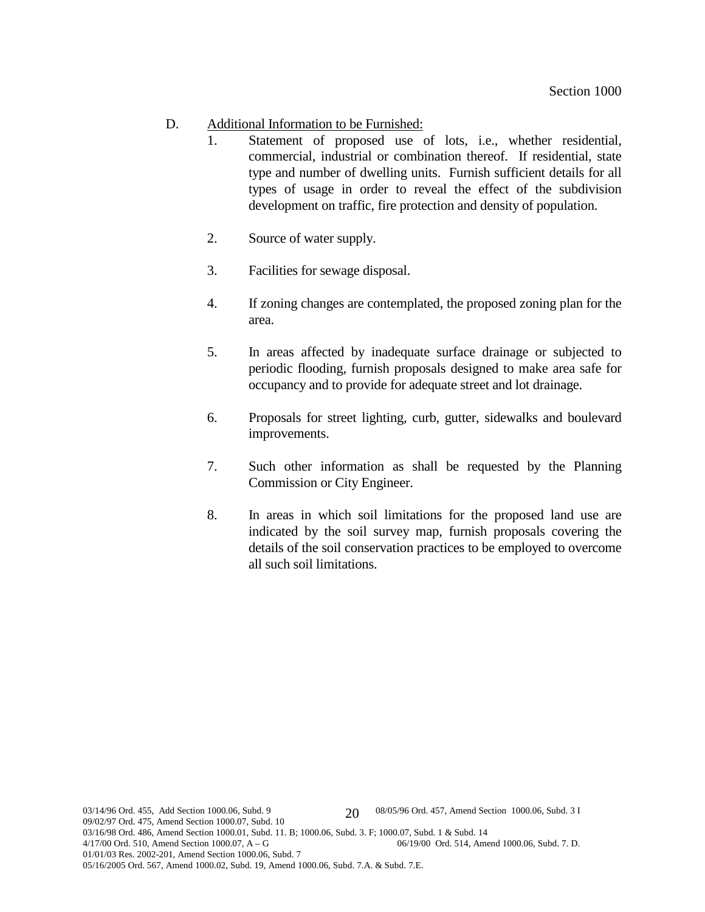D. <u>Additional Information to be Furnished:</u>

1. Statement of proposed use of lots, i.e., whether residential, commercial, industrial or combination thereof. If residential, state type and number of dwelling units. Furnish sufficient details for all types of usage in order to reveal the effect of the subdivision development on traffic, fire protection and density of population.

2. Source of water supply.

3. Facilities for sewage disposal.

4. If zoning changes are contemplated, the proposed zoning plan for the area.

5. In areas affected by inadequate surface drainage or subjected to periodic flooding, furnish proposals designed to make area safe for occupancy and to provide for adequate street and lot drainage.

6. Proposals for street lighting, curb, gutter, sidewalks and boulevard improvements.

7. Such other information as shall be requested by the Planning Commission or City Engineer.

8. In areas in which soil limitations for the proposed land use are indicated by the soil survey map, furnish proposals covering the details of the soil conservation practices to be employed to overcome all such soil limitations.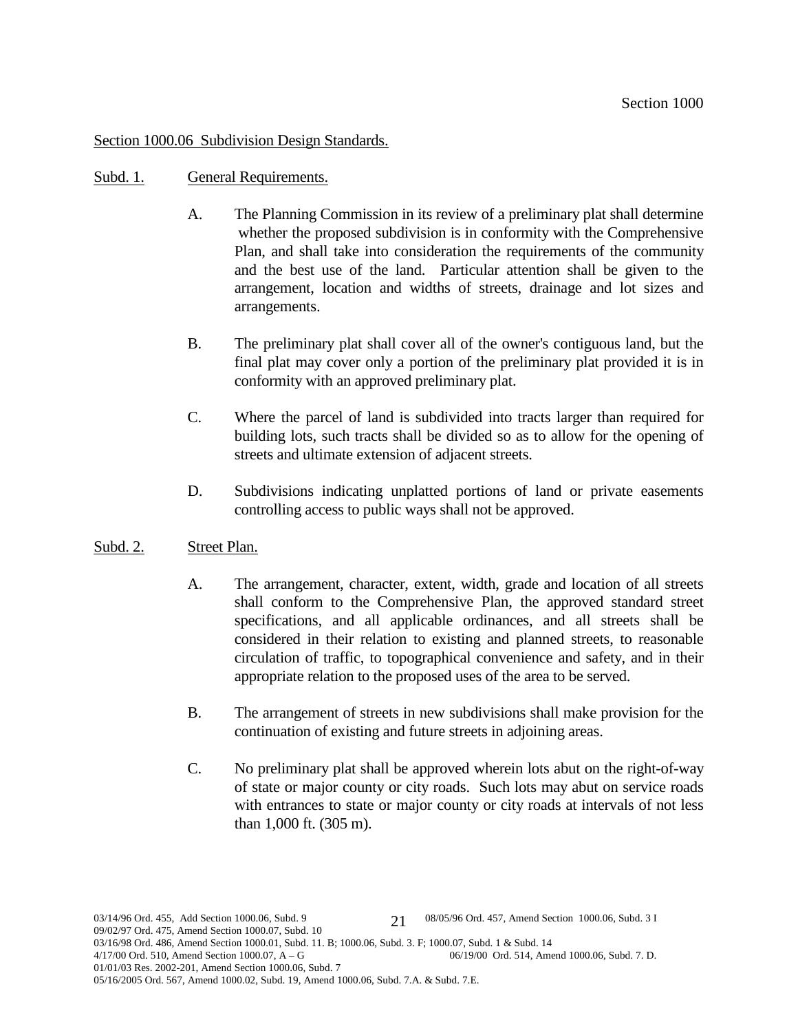## Section 1000.06 Subdivision Design Standards.

### Subd. 1. General Requirements.

A. The Planning Commission in its review of a preliminary plat shall determine whether the proposed subdivision is in conformity with the Comprehensive Plan, and shall take into consideration the requirements of the community and the best use of the land. Particular attention shall be given to the arrangement, location and widths of streets, drainage and lot sizes and arrangements.

B. The preliminary plat shall cover all of the owner's contiguous land, but the final plat may cover only a portion of the preliminary plat provided it is in conformity with an approved preliminary plat.

C. Where the parcel of land is subdivided into tracts larger than required for building lots, such tracts shall be divided so as to allow for the opening of streets and ultimate extension of adjacent streets.

D. Subdivisions indicating unplatted portions of land or private easements controlling access to public ways shall not be approved.

### Subd. 2. Street Plan.

A. The arrangement, character, extent, width, grade and location of all streets shall conform to the Comprehensive Plan, the approved standard street specifications, and all applicable ordinances, and all streets shall be considered in their relation to existing and planned streets, to reasonable circulation of traffic, to topographical convenience and safety, and in their appropriate relation to the proposed uses of the area to be served.

B. The arrangement of streets in new subdivisions shall make provision for the continuation of existing and future streets in adjoining areas.

C. No preliminary plat shall be approved wherein lots abut on the right-of-way of state or major county or city roads. Such lots may abut on service roads with entrances to state or major county or city roads at intervals of not less than 1,000 ft. (305 m).

03/14/96 Ord. 455, Add Section 1000.06, Subd. 9
08/05/96 Ord. 457, Amend Section 1000.06, Subd. 3 I
09/02/97 Ord. 475, Amend Section 1000.07, Subd. 10
03/16/98 Ord. 486, Amend Section 1000.01, Subd. 11. B; 1000.06, Subd. 3. F; 1000.07, Subd. 1 & Subd. 14
4/17/00 Ord. 510, Amend Section 1000.07, A – G
06/19/00 Ord. 514, Amend 1000.06, Subd. 7. D.
01/01/03 Res. 2002-201, Amend Section 1000.06, Subd. 7
05/16/2005 Ord. 567, Amend 1000.02, Subd. 19, Amend 1000.06, Subd. 7.A. & Subd. 7.E.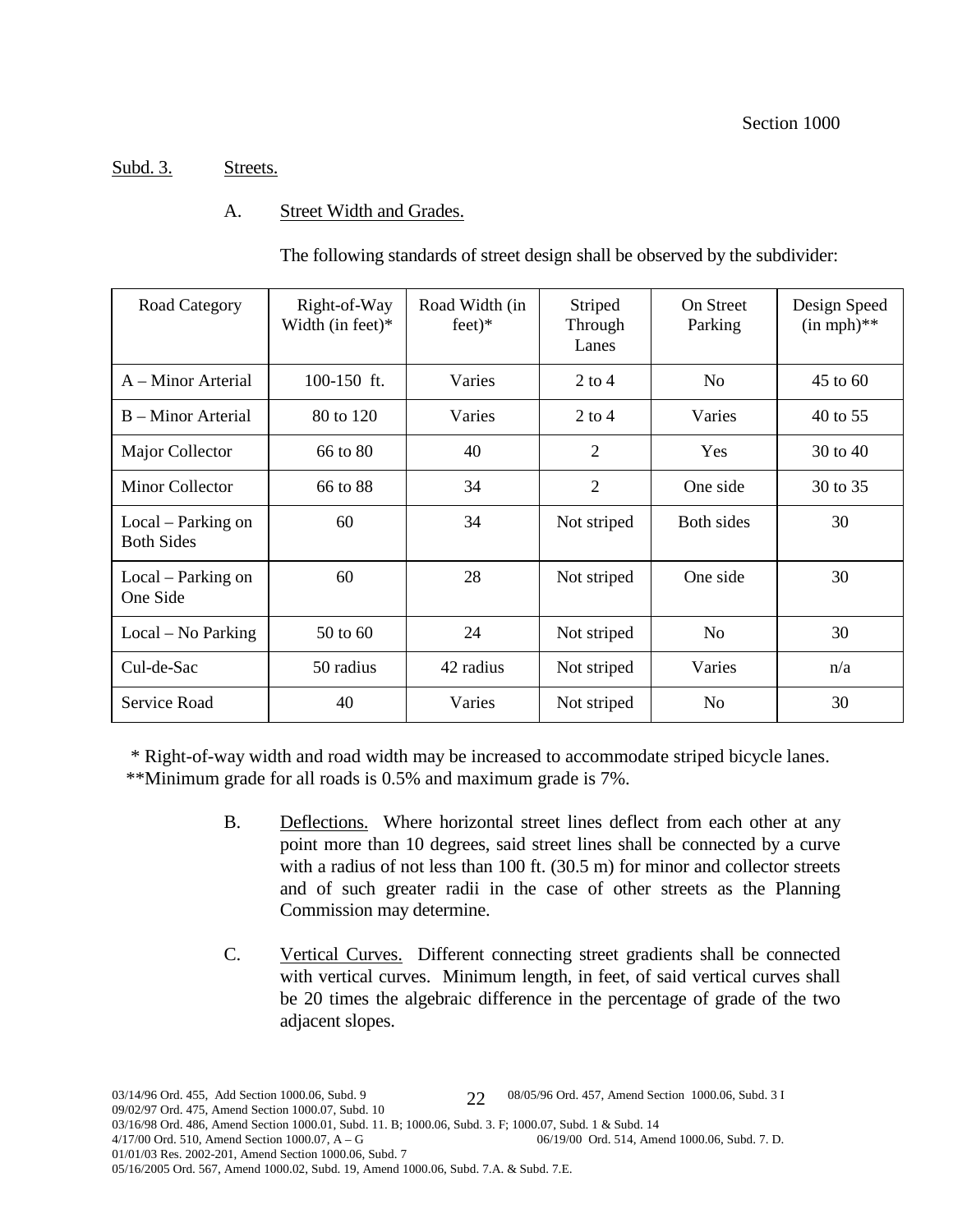Subd. 3. Streets.

A. Street Width and Grades.

The following standards of street design shall be observed by the subdivider:

| Road Category | Right-of-Way Width (in feet)* | Road Width (in feet)* | Striped Through Lanes | On Street Parking | Design Speed (in mph)** |
|---|---|---|---|---|---|
| A – Minor Arterial | 100-150 ft. | Varies | 2 to 4 | No | 45 to 60 |
| B – Minor Arterial | 80 to 120 | Varies | 2 to 4 | Varies | 40 to 55 |
| Major Collector | 66 to 80 | 40 | 2 | Yes | 30 to 40 |
| Minor Collector | 66 to 88 | 34 | 2 | One side | 30 to 35 |
| Local – Parking on Both Sides | 60 | 34 | Not striped | Both sides | 30 |
| Local – Parking on One Side | 60 | 28 | Not striped | One side | 30 |
| Local – No Parking | 50 to 60 | 24 | Not striped | No | 30 |
| Cul-de-Sac | 50 radius | 42 radius | Not striped | Varies | n/a |
| Service Road | 40 | Varies | Not striped | No | 30 |

\* Right-of-way width and road width may be increased to accommodate striped bicycle lanes.
\*\*Minimum grade for all roads is 0.5% and maximum grade is 7%.

B. Deflections. Where horizontal street lines deflect from each other at any point more than 10 degrees, said street lines shall be connected by a curve with a radius of not less than 100 ft. (30.5 m) for minor and collector streets and of such greater radii in the case of other streets as the Planning Commission may determine.

C. Vertical Curves. Different connecting street gradients shall be connected with vertical curves. Minimum length, in feet, of said vertical curves shall be 20 times the algebraic difference in the percentage of grade of the two adjacent slopes.

03/14/96 Ord. 455, Add Section 1000.06, Subd. 9 08/05/96 Ord. 457, Amend Section 1000.06, Subd. 3 I
09/02/97 Ord. 475, Amend Section 1000.07, Subd. 10
03/16/98 Ord. 486, Amend Section 1000.01, Subd. 11. B; 1000.06, Subd. 3. F; 1000.07, Subd. 1 & Subd. 14
4/17/00 Ord. 510, Amend Section 1000.07, A – G 06/19/00 Ord. 514, Amend 1000.06, Subd. 7. D.
01/01/03 Res. 2002-201, Amend Section 1000.06, Subd. 7
05/16/2005 Ord. 567, Amend 1000.02, Subd. 19, Amend 1000.06, Subd. 7.A. & Subd. 7.E.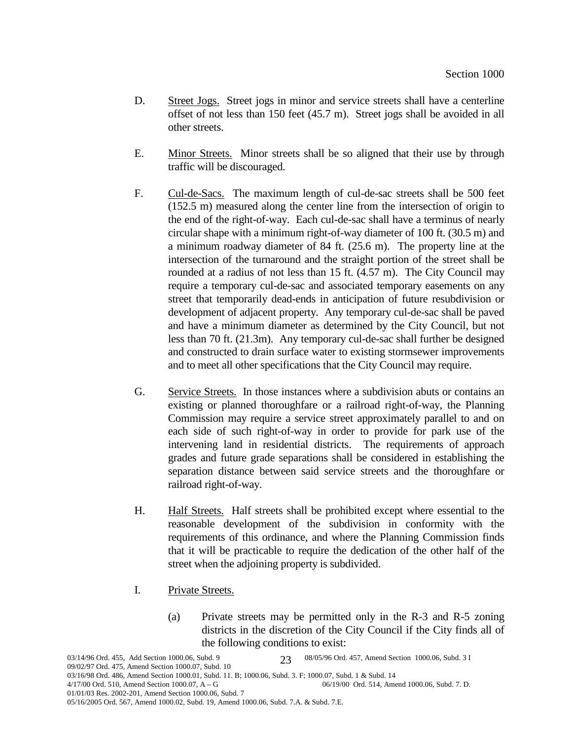D. <u>Street Jogs.</u> Street jogs in minor and service streets shall have a centerline offset of not less than 150 feet (45.7 m). Street jogs shall be avoided in all other streets.

E. <u>Minor Streets.</u> Minor streets shall be so aligned that their use by through traffic will be discouraged.

F. <u>Cul-de-Sacs.</u> The maximum length of cul-de-sac streets shall be 500 feet (152.5 m) measured along the center line from the intersection of origin to the end of the right-of-way. Each cul-de-sac shall have a terminus of nearly circular shape with a minimum right-of-way diameter of 100 ft. (30.5 m) and a minimum roadway diameter of 84 ft. (25.6 m). The property line at the intersection of the turnaround and the straight portion of the street shall be rounded at a radius of not less than 15 ft. (4.57 m). The City Council may require a temporary cul-de-sac and associated temporary easements on any street that temporarily dead-ends in anticipation of future resubdivision or development of adjacent property. Any temporary cul-de-sac shall be paved and have a minimum diameter as determined by the City Council, but not less than 70 ft. (21.3m). Any temporary cul-de-sac shall further be designed and constructed to drain surface water to existing stormsewer improvements and to meet all other specifications that the City Council may require.

G. <u>Service Streets.</u> In those instances where a subdivision abuts or contains an existing or planned thoroughfare or a railroad right-of-way, the Planning Commission may require a service street approximately parallel to and on each side of such right-of-way in order to provide for park use of the intervening land in residential districts. The requirements of approach grades and future grade separations shall be considered in establishing the separation distance between said service streets and the thoroughfare or railroad right-of-way.

H. <u>Half Streets.</u> Half streets shall be prohibited except where essential to the reasonable development of the subdivision in conformity with the requirements of this ordinance, and where the Planning Commission finds that it will be practicable to require the dedication of the other half of the street when the adjoining property is subdivided.

I. <u>Private Streets.</u>

(a) Private streets may be permitted only in the R-3 and R-5 zoning districts in the discretion of the City Council if the City finds all of the following conditions to exist:

03/14/96 Ord. 455, Add Section 1000.06, Subd. 9 — 08/05/96 Ord. 457, Amend Section 1000.06, Subd. 3 I
09/02/97 Ord. 475, Amend Section 1000.07, Subd. 10
03/16/98 Ord. 486, Amend Section 1000.01, Subd. 11. B; 1000.06, Subd. 3. F; 1000.07, Subd. 1 & Subd. 14
4/17/00 Ord. 510, Amend Section 1000.07, A – G — 06/19/00 Ord. 514, Amend 1000.06, Subd. 7. D.
01/01/03 Res. 2002-201, Amend Section 1000.06, Subd. 7
05/16/2005 Ord. 567, Amend 1000.02, Subd. 19, Amend 1000.06, Subd. 7.A. & Subd. 7.E.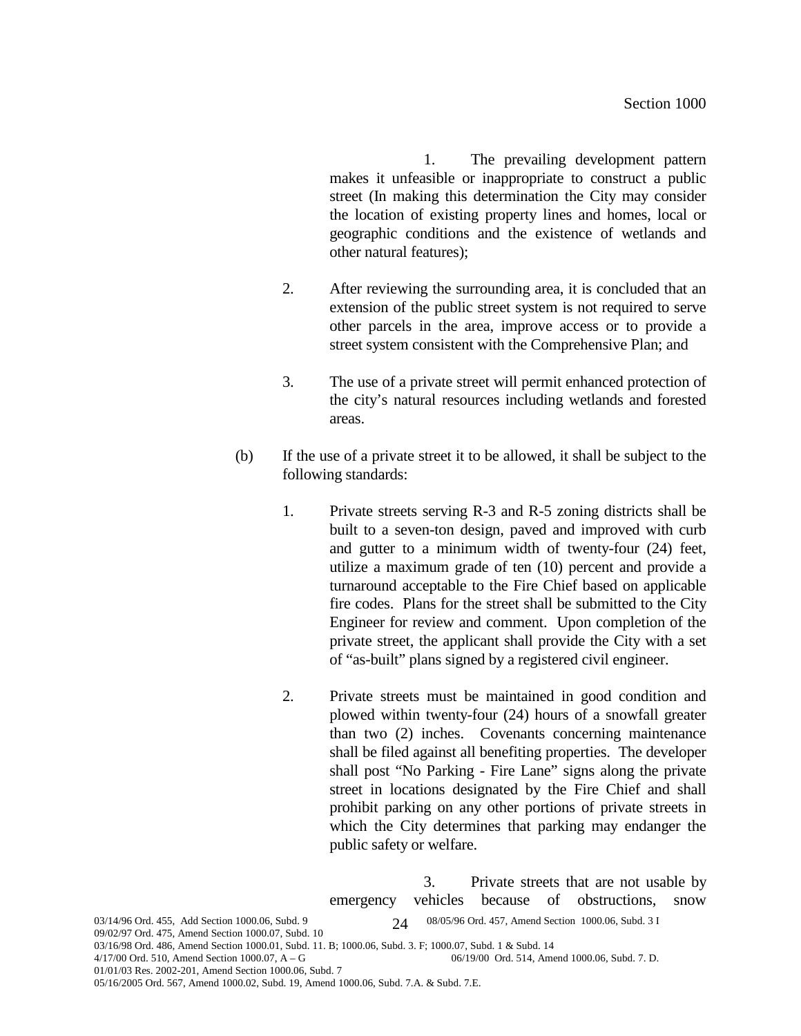1. The prevailing development pattern makes it unfeasible or inappropriate to construct a public street (In making this determination the City may consider the location of existing property lines and homes, local or geographic conditions and the existence of wetlands and other natural features);

2. After reviewing the surrounding area, it is concluded that an extension of the public street system is not required to serve other parcels in the area, improve access or to provide a street system consistent with the Comprehensive Plan; and

3. The use of a private street will permit enhanced protection of the city's natural resources including wetlands and forested areas.

(b) If the use of a private street it to be allowed, it shall be subject to the following standards:

1. Private streets serving R-3 and R-5 zoning districts shall be built to a seven-ton design, paved and improved with curb and gutter to a minimum width of twenty-four (24) feet, utilize a maximum grade of ten (10) percent and provide a turnaround acceptable to the Fire Chief based on applicable fire codes. Plans for the street shall be submitted to the City Engineer for review and comment. Upon completion of the private street, the applicant shall provide the City with a set of "as-built" plans signed by a registered civil engineer.

2. Private streets must be maintained in good condition and plowed within twenty-four (24) hours of a snowfall greater than two (2) inches. Covenants concerning maintenance shall be filed against all benefiting properties. The developer shall post "No Parking - Fire Lane" signs along the private street in locations designated by the Fire Chief and shall prohibit parking on any other portions of private streets in which the City determines that parking may endanger the public safety or welfare.

3. Private streets that are not usable by emergency vehicles because of obstructions, snow

03/14/96 Ord. 455, Add Section 1000.06, Subd. 9 08/05/96 Ord. 457, Amend Section 1000.06, Subd. 3 I
09/02/97 Ord. 475, Amend Section 1000.07, Subd. 10
03/16/98 Ord. 486, Amend Section 1000.01, Subd. 11. B; 1000.06, Subd. 3. F; 1000.07, Subd. 1 & Subd. 14
4/17/00 Ord. 510, Amend Section 1000.07, A – G 06/19/00 Ord. 514, Amend 1000.06, Subd. 7. D.
01/01/03 Res. 2002-201, Amend Section 1000.06, Subd. 7
05/16/2005 Ord. 567, Amend 1000.02, Subd. 19, Amend 1000.06, Subd. 7.A. & Subd. 7.E.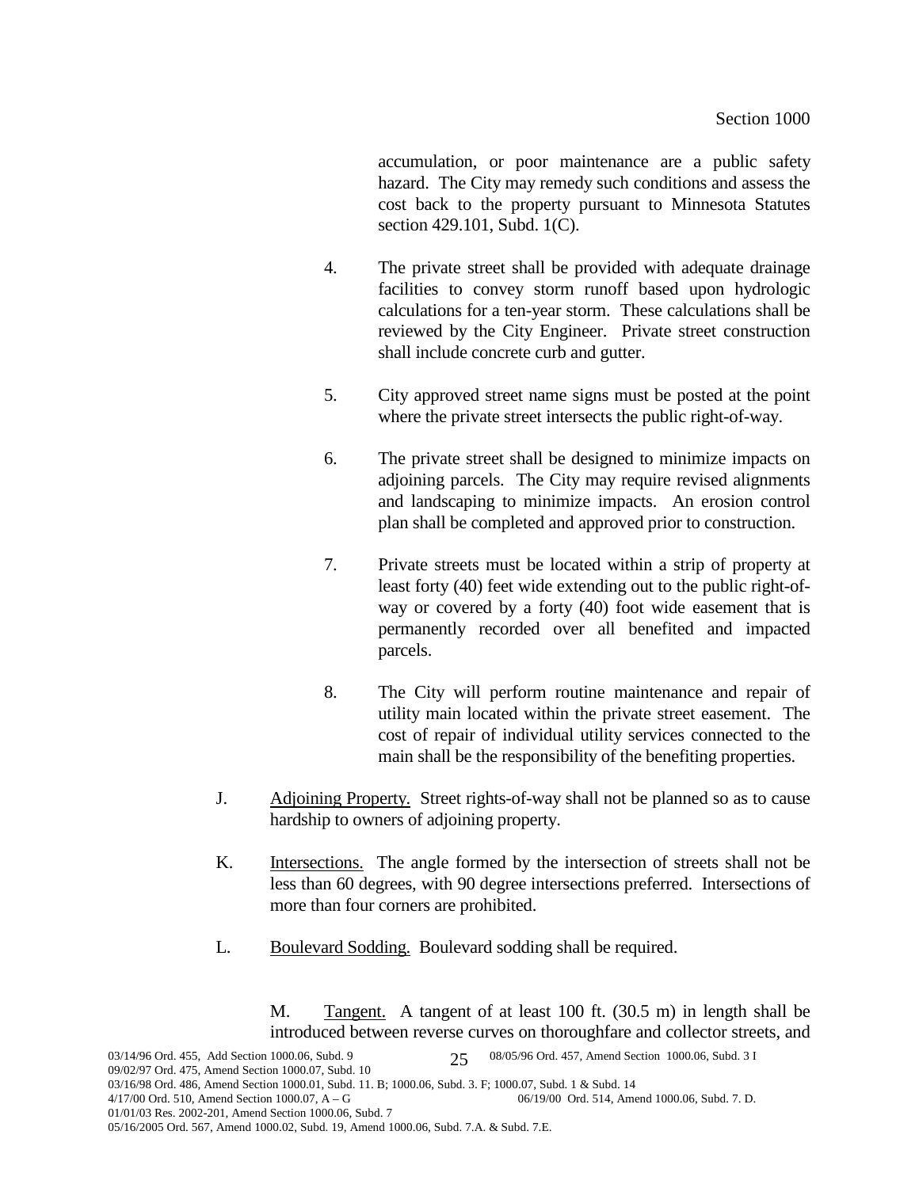accumulation, or poor maintenance are a public safety hazard. The City may remedy such conditions and assess the cost back to the property pursuant to Minnesota Statutes section 429.101, Subd. 1(C).

4. The private street shall be provided with adequate drainage facilities to convey storm runoff based upon hydrologic calculations for a ten-year storm. These calculations shall be reviewed by the City Engineer. Private street construction shall include concrete curb and gutter.

5. City approved street name signs must be posted at the point where the private street intersects the public right-of-way.

6. The private street shall be designed to minimize impacts on adjoining parcels. The City may require revised alignments and landscaping to minimize impacts. An erosion control plan shall be completed and approved prior to construction.

7. Private streets must be located within a strip of property at least forty (40) feet wide extending out to the public right-of-way or covered by a forty (40) foot wide easement that is permanently recorded over all benefited and impacted parcels.

8. The City will perform routine maintenance and repair of utility main located within the private street easement. The cost of repair of individual utility services connected to the main shall be the responsibility of the benefiting properties.

J. Adjoining Property. Street rights-of-way shall not be planned so as to cause hardship to owners of adjoining property.

K. Intersections. The angle formed by the intersection of streets shall not be less than 60 degrees, with 90 degree intersections preferred. Intersections of more than four corners are prohibited.

L. Boulevard Sodding. Boulevard sodding shall be required.

M. Tangent. A tangent of at least 100 ft. (30.5 m) in length shall be introduced between reverse curves on thoroughfare and collector streets, and

03/14/96 Ord. 455, Add Section 1000.06, Subd. 9 — 08/05/96 Ord. 457, Amend Section 1000.06, Subd. 3 I
09/02/97 Ord. 475, Amend Section 1000.07, Subd. 10
03/16/98 Ord. 486, Amend Section 1000.01, Subd. 11. B; 1000.06, Subd. 3. F; 1000.07, Subd. 1 & Subd. 14
4/17/00 Ord. 510, Amend Section 1000.07, A – G — 06/19/00 Ord. 514, Amend 1000.06, Subd. 7. D.
01/01/03 Res. 2002-201, Amend Section 1000.06, Subd. 7
05/16/2005 Ord. 567, Amend 1000.02, Subd. 19, Amend 1000.06, Subd. 7.A. & Subd. 7.E.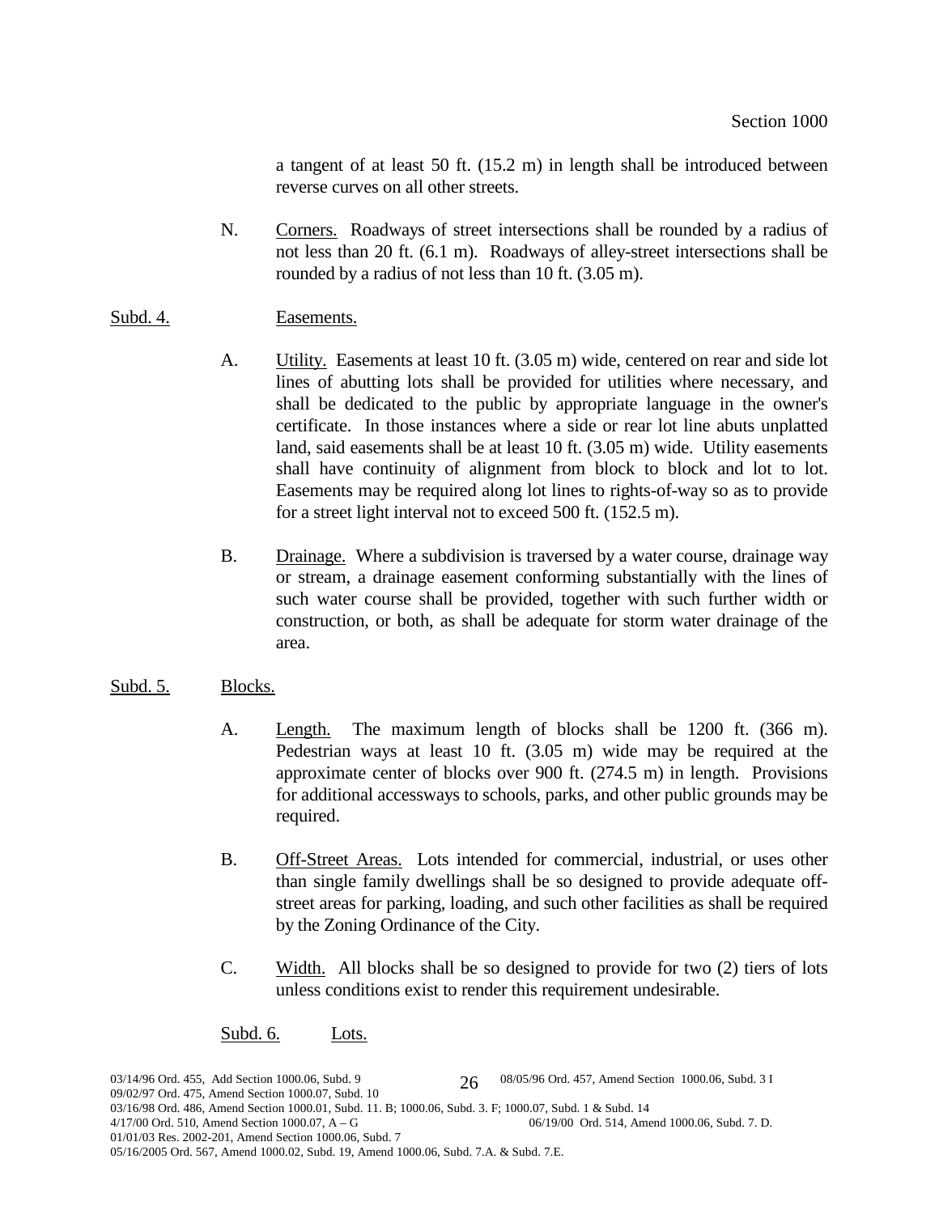a tangent of at least 50 ft. (15.2 m) in length shall be introduced between reverse curves on all other streets.

N. Corners. Roadways of street intersections shall be rounded by a radius of not less than 20 ft. (6.1 m). Roadways of alley-street intersections shall be rounded by a radius of not less than 10 ft. (3.05 m).

Subd. 4. Easements.

A. Utility. Easements at least 10 ft. (3.05 m) wide, centered on rear and side lot lines of abutting lots shall be provided for utilities where necessary, and shall be dedicated to the public by appropriate language in the owner's certificate. In those instances where a side or rear lot line abuts unplatted land, said easements shall be at least 10 ft. (3.05 m) wide. Utility easements shall have continuity of alignment from block to block and lot to lot. Easements may be required along lot lines to rights-of-way so as to provide for a street light interval not to exceed 500 ft. (152.5 m).

B. Drainage. Where a subdivision is traversed by a water course, drainage way or stream, a drainage easement conforming substantially with the lines of such water course shall be provided, together with such further width or construction, or both, as shall be adequate for storm water drainage of the area.

Subd. 5. Blocks.

A. Length. The maximum length of blocks shall be 1200 ft. (366 m). Pedestrian ways at least 10 ft. (3.05 m) wide may be required at the approximate center of blocks over 900 ft. (274.5 m) in length. Provisions for additional accessways to schools, parks, and other public grounds may be required.

B. Off-Street Areas. Lots intended for commercial, industrial, or uses other than single family dwellings shall be so designed to provide adequate off-street areas for parking, loading, and such other facilities as shall be required by the Zoning Ordinance of the City.

C. Width. All blocks shall be so designed to provide for two (2) tiers of lots unless conditions exist to render this requirement undesirable.

Subd. 6. Lots.

03/14/96 Ord. 455, Add Section 1000.06, Subd. 9
08/05/96 Ord. 457, Amend Section 1000.06, Subd. 3 I
09/02/97 Ord. 475, Amend Section 1000.07, Subd. 10
03/16/98 Ord. 486, Amend Section 1000.01, Subd. 11. B; 1000.06, Subd. 3. F; 1000.07, Subd. 1 & Subd. 14
4/17/00 Ord. 510, Amend Section 1000.07, A – G
06/19/00 Ord. 514, Amend 1000.06, Subd. 7. D.
01/01/03 Res. 2002-201, Amend Section 1000.06, Subd. 7
05/16/2005 Ord. 567, Amend 1000.02, Subd. 19, Amend 1000.06, Subd. 7.A. & Subd. 7.E.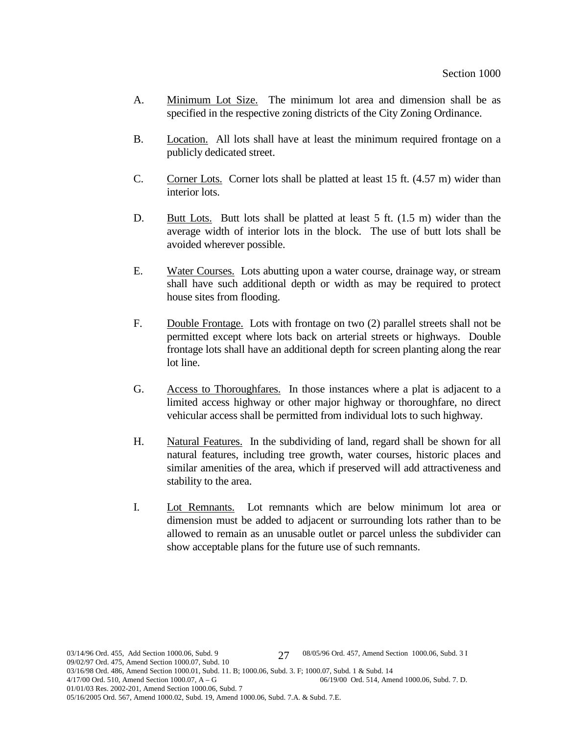A. Minimum Lot Size. The minimum lot area and dimension shall be as specified in the respective zoning districts of the City Zoning Ordinance.

B. Location. All lots shall have at least the minimum required frontage on a publicly dedicated street.

C. Corner Lots. Corner lots shall be platted at least 15 ft. (4.57 m) wider than interior lots.

D. Butt Lots. Butt lots shall be platted at least 5 ft. (1.5 m) wider than the average width of interior lots in the block. The use of butt lots shall be avoided wherever possible.

E. Water Courses. Lots abutting upon a water course, drainage way, or stream shall have such additional depth or width as may be required to protect house sites from flooding.

F. Double Frontage. Lots with frontage on two (2) parallel streets shall not be permitted except where lots back on arterial streets or highways. Double frontage lots shall have an additional depth for screen planting along the rear lot line.

G. Access to Thoroughfares. In those instances where a plat is adjacent to a limited access highway or other major highway or thoroughfare, no direct vehicular access shall be permitted from individual lots to such highway.

H. Natural Features. In the subdividing of land, regard shall be shown for all natural features, including tree growth, water courses, historic places and similar amenities of the area, which if preserved will add attractiveness and stability to the area.

I. Lot Remnants. Lot remnants which are below minimum lot area or dimension must be added to adjacent or surrounding lots rather than to be allowed to remain as an unusable outlet or parcel unless the subdivider can show acceptable plans for the future use of such remnants.

03/14/96 Ord. 455, Add Section 1000.06, Subd. 9 08/05/96 Ord. 457, Amend Section 1000.06, Subd. 3 I
09/02/97 Ord. 475, Amend Section 1000.07, Subd. 10
03/16/98 Ord. 486, Amend Section 1000.01, Subd. 11. B; 1000.06, Subd. 3. F; 1000.07, Subd. 1 & Subd. 14
4/17/00 Ord. 510, Amend Section 1000.07, A – G 06/19/00 Ord. 514, Amend 1000.06, Subd. 7. D.
01/01/03 Res. 2002-201, Amend Section 1000.06, Subd. 7
05/16/2005 Ord. 567, Amend 1000.02, Subd. 19, Amend 1000.06, Subd. 7.A. & Subd. 7.E.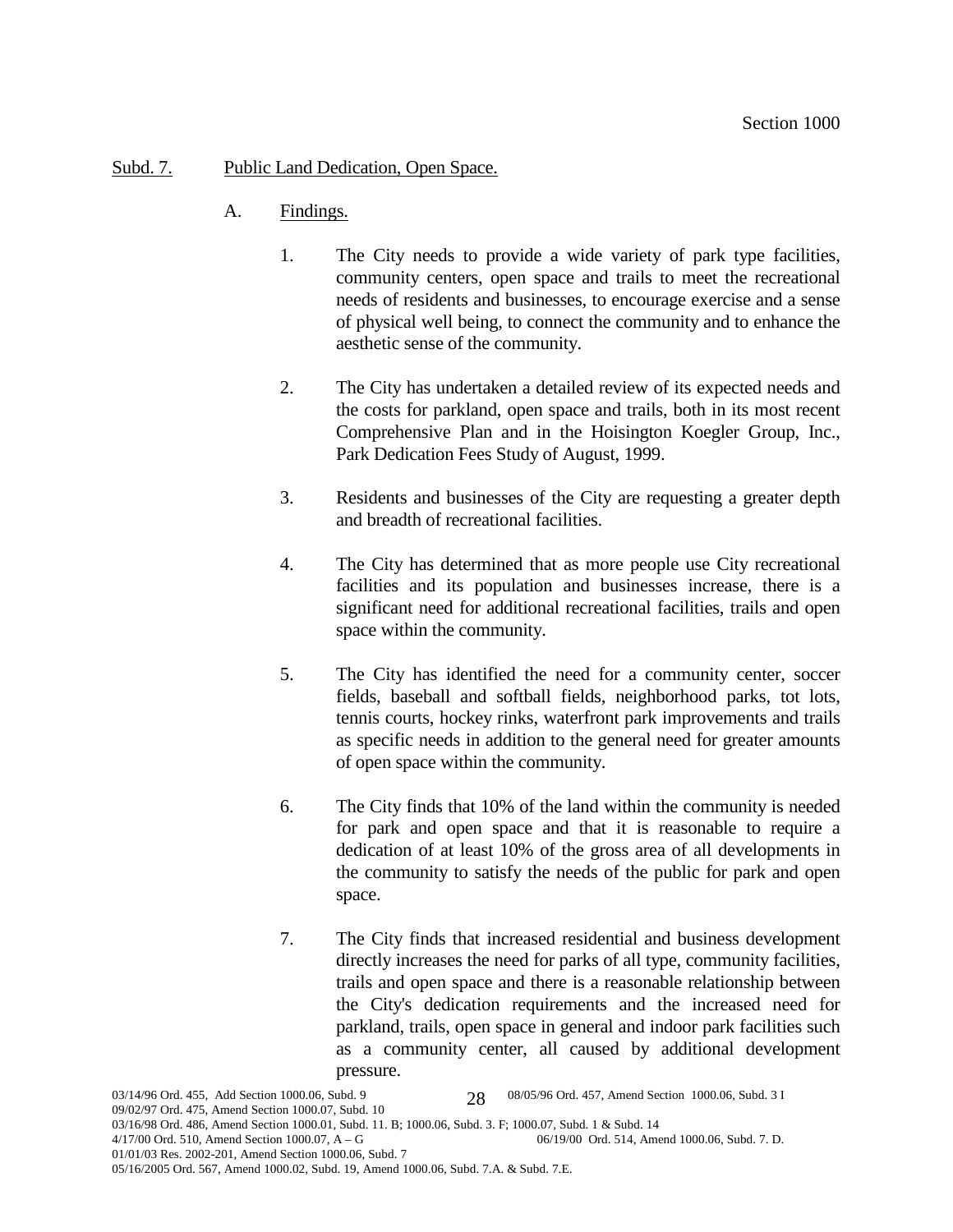Subd. 7. Public Land Dedication, Open Space.

A. Findings.

1. The City needs to provide a wide variety of park type facilities, community centers, open space and trails to meet the recreational needs of residents and businesses, to encourage exercise and a sense of physical well being, to connect the community and to enhance the aesthetic sense of the community.

2. The City has undertaken a detailed review of its expected needs and the costs for parkland, open space and trails, both in its most recent Comprehensive Plan and in the Hoisington Koegler Group, Inc., Park Dedication Fees Study of August, 1999.

3. Residents and businesses of the City are requesting a greater depth and breadth of recreational facilities.

4. The City has determined that as more people use City recreational facilities and its population and businesses increase, there is a significant need for additional recreational facilities, trails and open space within the community.

5. The City has identified the need for a community center, soccer fields, baseball and softball fields, neighborhood parks, tot lots, tennis courts, hockey rinks, waterfront park improvements and trails as specific needs in addition to the general need for greater amounts of open space within the community.

6. The City finds that 10% of the land within the community is needed for park and open space and that it is reasonable to require a dedication of at least 10% of the gross area of all developments in the community to satisfy the needs of the public for park and open space.

7. The City finds that increased residential and business development directly increases the need for parks of all type, community facilities, trails and open space and there is a reasonable relationship between the City's dedication requirements and the increased need for parkland, trails, open space in general and indoor park facilities such as a community center, all caused by additional development pressure.

03/14/96 Ord. 455, Add Section 1000.06, Subd. 9 08/05/96 Ord. 457, Amend Section 1000.06, Subd. 3 I
09/02/97 Ord. 475, Amend Section 1000.07, Subd. 10
03/16/98 Ord. 486, Amend Section 1000.01, Subd. 11. B; 1000.06, Subd. 3. F; 1000.07, Subd. 1 & Subd. 14
4/17/00 Ord. 510, Amend Section 1000.07, A – G 06/19/00 Ord. 514, Amend 1000.06, Subd. 7. D.
01/01/03 Res. 2002-201, Amend Section 1000.06, Subd. 7
05/16/2005 Ord. 567, Amend 1000.02, Subd. 19, Amend 1000.06, Subd. 7.A. & Subd. 7.E.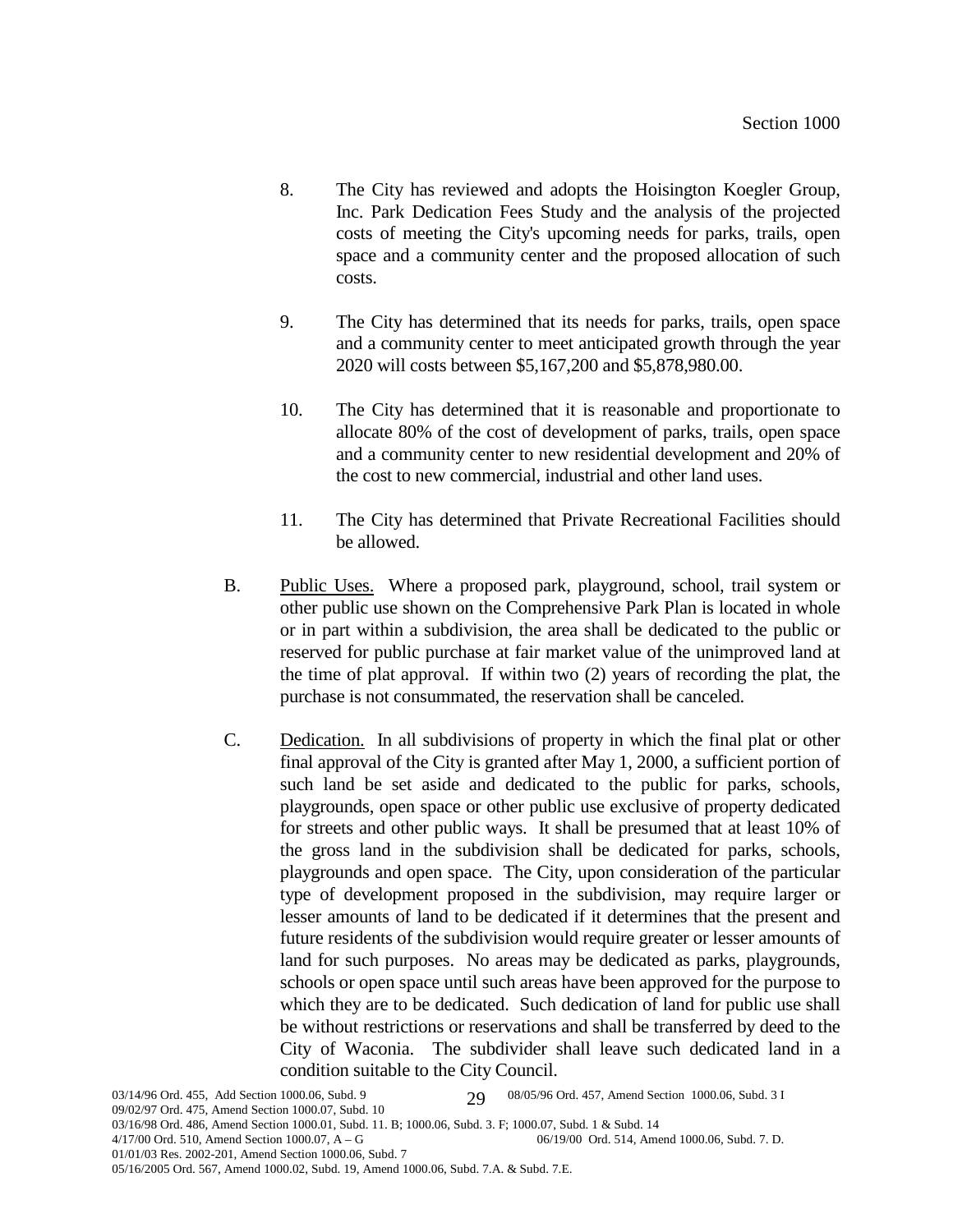8. The City has reviewed and adopts the Hoisington Koegler Group, Inc. Park Dedication Fees Study and the analysis of the projected costs of meeting the City's upcoming needs for parks, trails, open space and a community center and the proposed allocation of such costs.

9. The City has determined that its needs for parks, trails, open space and a community center to meet anticipated growth through the year 2020 will costs between $5,167,200 and $5,878,980.00.

10. The City has determined that it is reasonable and proportionate to allocate 80% of the cost of development of parks, trails, open space and a community center to new residential development and 20% of the cost to new commercial, industrial and other land uses.

11. The City has determined that Private Recreational Facilities should be allowed.

B. Public Uses. Where a proposed park, playground, school, trail system or other public use shown on the Comprehensive Park Plan is located in whole or in part within a subdivision, the area shall be dedicated to the public or reserved for public purchase at fair market value of the unimproved land at the time of plat approval. If within two (2) years of recording the plat, the purchase is not consummated, the reservation shall be canceled.

C. Dedication. In all subdivisions of property in which the final plat or other final approval of the City is granted after May 1, 2000, a sufficient portion of such land be set aside and dedicated to the public for parks, schools, playgrounds, open space or other public use exclusive of property dedicated for streets and other public ways. It shall be presumed that at least 10% of the gross land in the subdivision shall be dedicated for parks, schools, playgrounds and open space. The City, upon consideration of the particular type of development proposed in the subdivision, may require larger or lesser amounts of land to be dedicated if it determines that the present and future residents of the subdivision would require greater or lesser amounts of land for such purposes. No areas may be dedicated as parks, playgrounds, schools or open space until such areas have been approved for the purpose to which they are to be dedicated. Such dedication of land for public use shall be without restrictions or reservations and shall be transferred by deed to the City of Waconia. The subdivider shall leave such dedicated land in a condition suitable to the City Council.

03/14/96 Ord. 455, Add Section 1000.06, Subd. 9
08/05/96 Ord. 457, Amend Section 1000.06, Subd. 3 I
09/02/97 Ord. 475, Amend Section 1000.07, Subd. 10
03/16/98 Ord. 486, Amend Section 1000.01, Subd. 11. B; 1000.06, Subd. 3. F; 1000.07, Subd. 1 & Subd. 14
4/17/00 Ord. 510, Amend Section 1000.07, A – G
06/19/00 Ord. 514, Amend 1000.06, Subd. 7. D.
01/01/03 Res. 2002-201, Amend Section 1000.06, Subd. 7
05/16/2005 Ord. 567, Amend 1000.02, Subd. 19, Amend 1000.06, Subd. 7.A. & Subd. 7.E.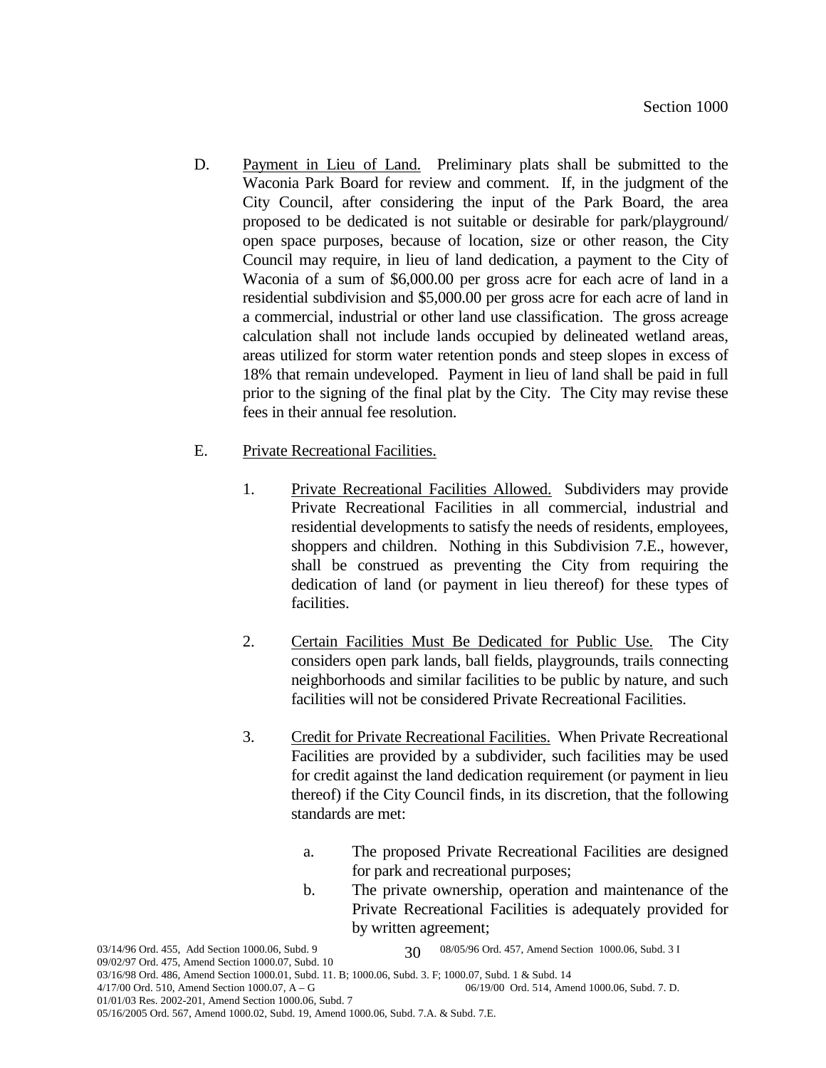D. Payment in Lieu of Land. Preliminary plats shall be submitted to the Waconia Park Board for review and comment. If, in the judgment of the City Council, after considering the input of the Park Board, the area proposed to be dedicated is not suitable or desirable for park/playground/ open space purposes, because of location, size or other reason, the City Council may require, in lieu of land dedication, a payment to the City of Waconia of a sum of $6,000.00 per gross acre for each acre of land in a residential subdivision and $5,000.00 per gross acre for each acre of land in a commercial, industrial or other land use classification. The gross acreage calculation shall not include lands occupied by delineated wetland areas, areas utilized for storm water retention ponds and steep slopes in excess of 18% that remain undeveloped. Payment in lieu of land shall be paid in full prior to the signing of the final plat by the City. The City may revise these fees in their annual fee resolution.

E. Private Recreational Facilities.

1. Private Recreational Facilities Allowed. Subdividers may provide Private Recreational Facilities in all commercial, industrial and residential developments to satisfy the needs of residents, employees, shoppers and children. Nothing in this Subdivision 7.E., however, shall be construed as preventing the City from requiring the dedication of land (or payment in lieu thereof) for these types of facilities.

2. Certain Facilities Must Be Dedicated for Public Use. The City considers open park lands, ball fields, playgrounds, trails connecting neighborhoods and similar facilities to be public by nature, and such facilities will not be considered Private Recreational Facilities.

3. Credit for Private Recreational Facilities. When Private Recreational Facilities are provided by a subdivider, such facilities may be used for credit against the land dedication requirement (or payment in lieu thereof) if the City Council finds, in its discretion, that the following standards are met:

   a. The proposed Private Recreational Facilities are designed for park and recreational purposes;

   b. The private ownership, operation and maintenance of the Private Recreational Facilities is adequately provided for by written agreement;

03/14/96 Ord. 455, Add Section 1000.06, Subd. 9 — 08/05/96 Ord. 457, Amend Section 1000.06, Subd. 3 I
09/02/97 Ord. 475, Amend Section 1000.07, Subd. 10
03/16/98 Ord. 486, Amend Section 1000.01, Subd. 11. B; 1000.06, Subd. 3. F; 1000.07, Subd. 1 & Subd. 14
4/17/00 Ord. 510, Amend Section 1000.07, A – G — 06/19/00 Ord. 514, Amend 1000.06, Subd. 7. D.
01/01/03 Res. 2002-201, Amend Section 1000.06, Subd. 7
05/16/2005 Ord. 567, Amend 1000.02, Subd. 19, Amend 1000.06, Subd. 7.A. & Subd. 7.E.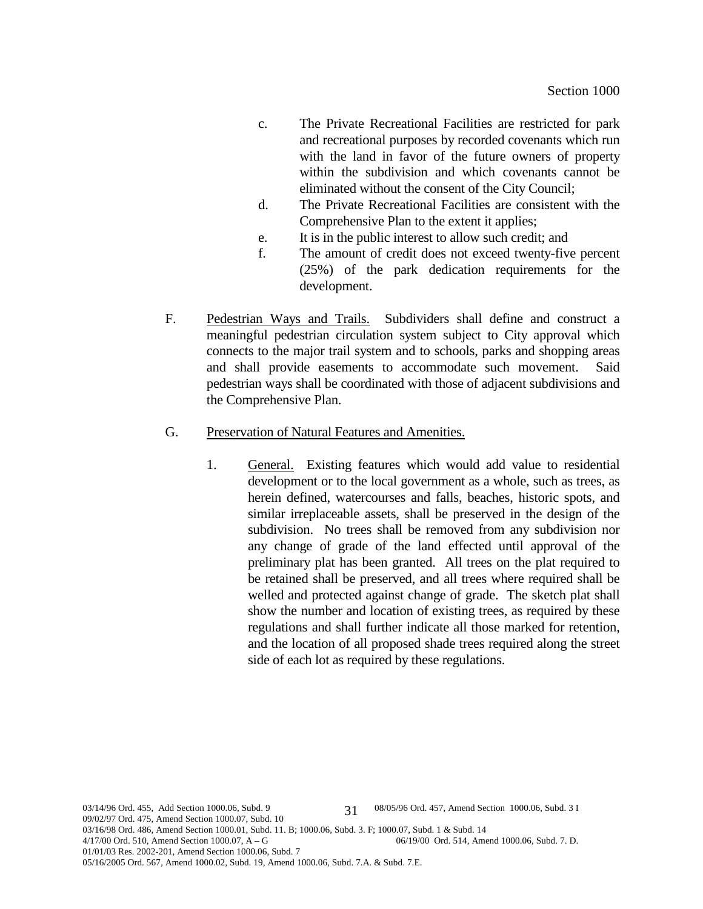c. The Private Recreational Facilities are restricted for park and recreational purposes by recorded covenants which run with the land in favor of the future owners of property within the subdivision and which covenants cannot be eliminated without the consent of the City Council;

d. The Private Recreational Facilities are consistent with the Comprehensive Plan to the extent it applies;

e. It is in the public interest to allow such credit; and

f. The amount of credit does not exceed twenty-five percent (25%) of the park dedication requirements for the development.

F. Pedestrian Ways and Trails. Subdividers shall define and construct a meaningful pedestrian circulation system subject to City approval which connects to the major trail system and to schools, parks and shopping areas and shall provide easements to accommodate such movement. Said pedestrian ways shall be coordinated with those of adjacent subdivisions and the Comprehensive Plan.

G. Preservation of Natural Features and Amenities.

1. General. Existing features which would add value to residential development or to the local government as a whole, such as trees, as herein defined, watercourses and falls, beaches, historic spots, and similar irreplaceable assets, shall be preserved in the design of the subdivision. No trees shall be removed from any subdivision nor any change of grade of the land effected until approval of the preliminary plat has been granted. All trees on the plat required to be retained shall be preserved, and all trees where required shall be welled and protected against change of grade. The sketch plat shall show the number and location of existing trees, as required by these regulations and shall further indicate all those marked for retention, and the location of all proposed shade trees required along the street side of each lot as required by these regulations.

03/14/96 Ord. 455, Add Section 1000.06, Subd. 9
08/05/96 Ord. 457, Amend Section 1000.06, Subd. 3 I
09/02/97 Ord. 475, Amend Section 1000.07, Subd. 10
03/16/98 Ord. 486, Amend Section 1000.01, Subd. 11. B; 1000.06, Subd. 3. F; 1000.07, Subd. 1 & Subd. 14
4/17/00 Ord. 510, Amend Section 1000.07, A – G
06/19/00 Ord. 514, Amend 1000.06, Subd. 7. D.
01/01/03 Res. 2002-201, Amend Section 1000.06, Subd. 7
05/16/2005 Ord. 567, Amend 1000.02, Subd. 19, Amend 1000.06, Subd. 7.A. & Subd. 7.E.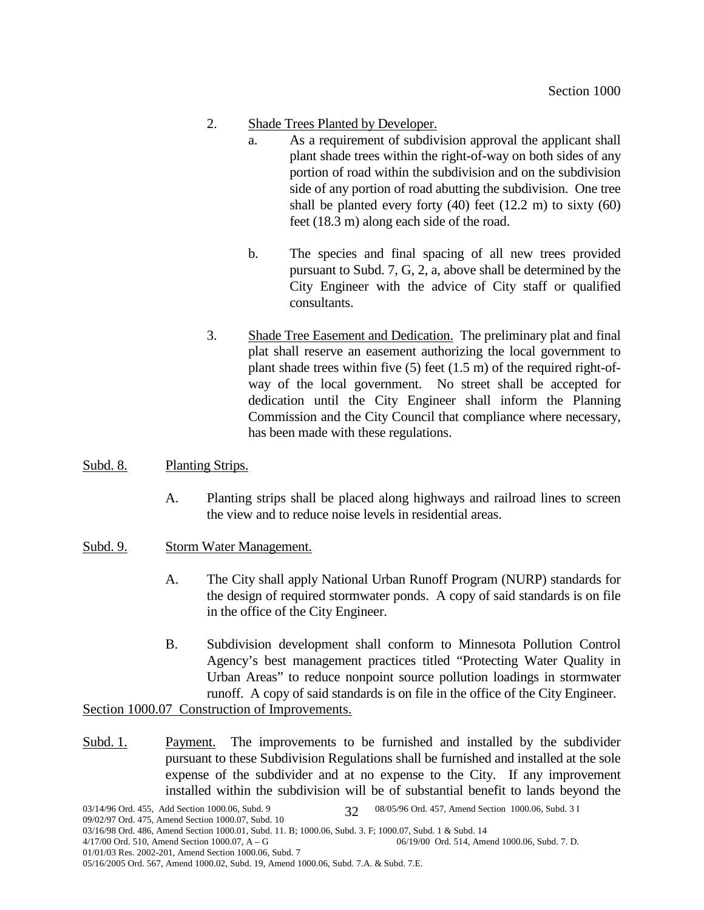2. Shade Trees Planted by Developer.

   a. As a requirement of subdivision approval the applicant shall plant shade trees within the right-of-way on both sides of any portion of road within the subdivision and on the subdivision side of any portion of road abutting the subdivision. One tree shall be planted every forty (40) feet (12.2 m) to sixty (60) feet (18.3 m) along each side of the road.

   b. The species and final spacing of all new trees provided pursuant to Subd. 7, G, 2, a, above shall be determined by the City Engineer with the advice of City staff or qualified consultants.

3. Shade Tree Easement and Dedication. The preliminary plat and final plat shall reserve an easement authorizing the local government to plant shade trees within five (5) feet (1.5 m) of the required right-of-way of the local government. No street shall be accepted for dedication until the City Engineer shall inform the Planning Commission and the City Council that compliance where necessary, has been made with these regulations.

Subd. 8. Planting Strips.

A. Planting strips shall be placed along highways and railroad lines to screen the view and to reduce noise levels in residential areas.

Subd. 9. Storm Water Management.

A. The City shall apply National Urban Runoff Program (NURP) standards for the design of required stormwater ponds. A copy of said standards is on file in the office of the City Engineer.

B. Subdivision development shall conform to Minnesota Pollution Control Agency's best management practices titled "Protecting Water Quality in Urban Areas" to reduce nonpoint source pollution loadings in stormwater runoff. A copy of said standards is on file in the office of the City Engineer.

Section 1000.07 Construction of Improvements.

Subd. 1. Payment. The improvements to be furnished and installed by the subdivider pursuant to these Subdivision Regulations shall be furnished and installed at the sole expense of the subdivider and at no expense to the City. If any improvement installed within the subdivision will be of substantial benefit to lands beyond the

03/14/96 Ord. 455, Add Section 1000.06, Subd. 9 — 08/05/96 Ord. 457, Amend Section 1000.06, Subd. 3 I
09/02/97 Ord. 475, Amend Section 1000.07, Subd. 10
03/16/98 Ord. 486, Amend Section 1000.01, Subd. 11. B; 1000.06, Subd. 3. F; 1000.07, Subd. 1 & Subd. 14
4/17/00 Ord. 510, Amend Section 1000.07, A – G — 06/19/00 Ord. 514, Amend 1000.06, Subd. 7. D.
01/01/03 Res. 2002-201, Amend Section 1000.06, Subd. 7
05/16/2005 Ord. 567, Amend 1000.02, Subd. 19, Amend 1000.06, Subd. 7.A. & Subd. 7.E.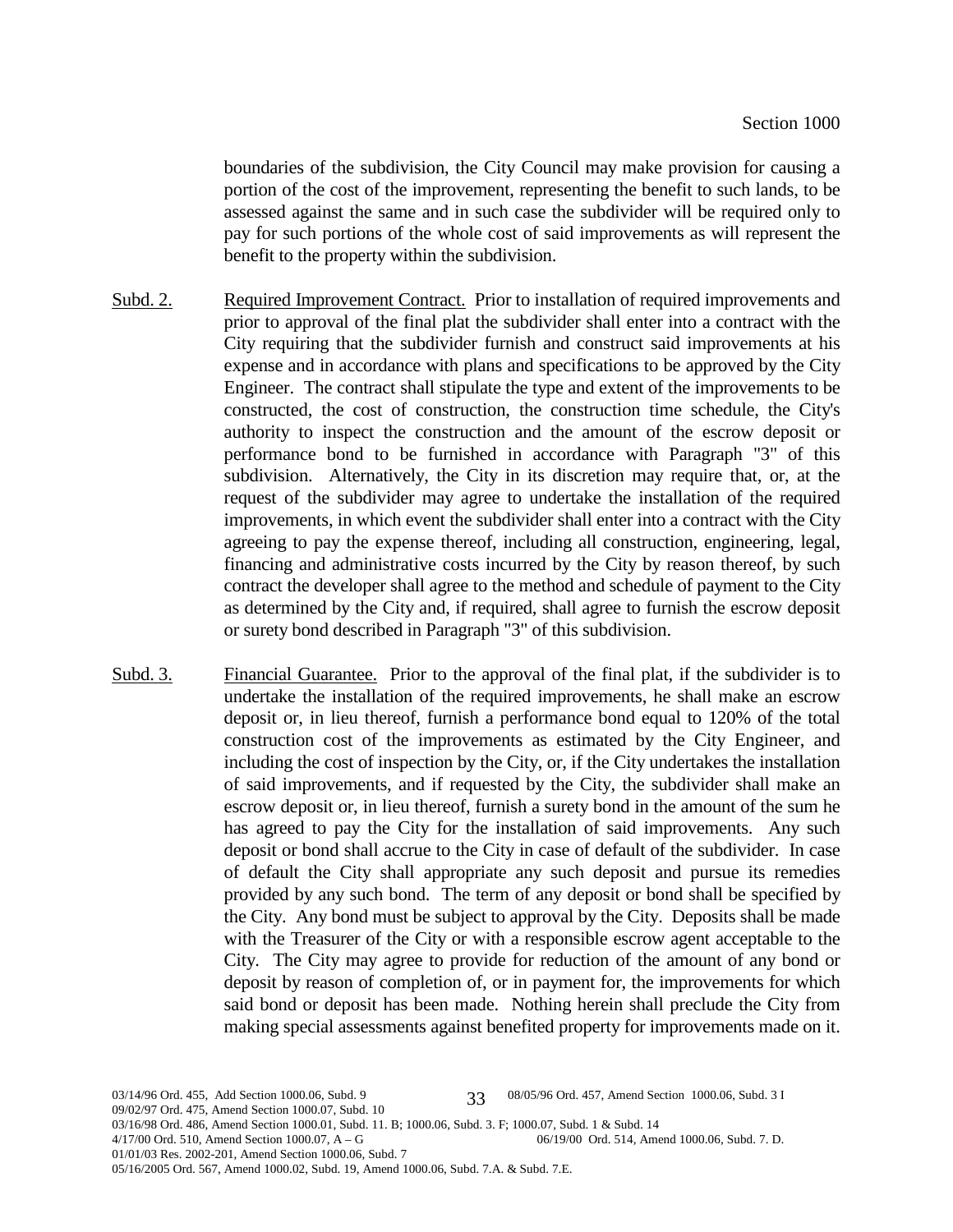boundaries of the subdivision, the City Council may make provision for causing a portion of the cost of the improvement, representing the benefit to such lands, to be assessed against the same and in such case the subdivider will be required only to pay for such portions of the whole cost of said improvements as will represent the benefit to the property within the subdivision.

Subd. 2. Required Improvement Contract. Prior to installation of required improvements and prior to approval of the final plat the subdivider shall enter into a contract with the City requiring that the subdivider furnish and construct said improvements at his expense and in accordance with plans and specifications to be approved by the City Engineer. The contract shall stipulate the type and extent of the improvements to be constructed, the cost of construction, the construction time schedule, the City's authority to inspect the construction and the amount of the escrow deposit or performance bond to be furnished in accordance with Paragraph "3" of this subdivision. Alternatively, the City in its discretion may require that, or, at the request of the subdivider may agree to undertake the installation of the required improvements, in which event the subdivider shall enter into a contract with the City agreeing to pay the expense thereof, including all construction, engineering, legal, financing and administrative costs incurred by the City by reason thereof, by such contract the developer shall agree to the method and schedule of payment to the City as determined by the City and, if required, shall agree to furnish the escrow deposit or surety bond described in Paragraph "3" of this subdivision.

Subd. 3. Financial Guarantee. Prior to the approval of the final plat, if the subdivider is to undertake the installation of the required improvements, he shall make an escrow deposit or, in lieu thereof, furnish a performance bond equal to 120% of the total construction cost of the improvements as estimated by the City Engineer, and including the cost of inspection by the City, or, if the City undertakes the installation of said improvements, and if requested by the City, the subdivider shall make an escrow deposit or, in lieu thereof, furnish a surety bond in the amount of the sum he has agreed to pay the City for the installation of said improvements. Any such deposit or bond shall accrue to the City in case of default of the subdivider. In case of default the City shall appropriate any such deposit and pursue its remedies provided by any such bond. The term of any deposit or bond shall be specified by the City. Any bond must be subject to approval by the City. Deposits shall be made with the Treasurer of the City or with a responsible escrow agent acceptable to the City. The City may agree to provide for reduction of the amount of any bond or deposit by reason of completion of, or in payment for, the improvements for which said bond or deposit has been made. Nothing herein shall preclude the City from making special assessments against benefited property for improvements made on it.

03/14/96 Ord. 455, Add Section 1000.06, Subd. 9
08/05/96 Ord. 457, Amend Section 1000.06, Subd. 3 I
09/02/97 Ord. 475, Amend Section 1000.07, Subd. 10
03/16/98 Ord. 486, Amend Section 1000.01, Subd. 11. B; 1000.06, Subd. 3. F; 1000.07, Subd. 1 & Subd. 14
4/17/00 Ord. 510, Amend Section 1000.07, A – G
06/19/00 Ord. 514, Amend 1000.06, Subd. 7. D.
01/01/03 Res. 2002-201, Amend Section 1000.06, Subd. 7
05/16/2005 Ord. 567, Amend 1000.02, Subd. 19, Amend 1000.06, Subd. 7.A. & Subd. 7.E.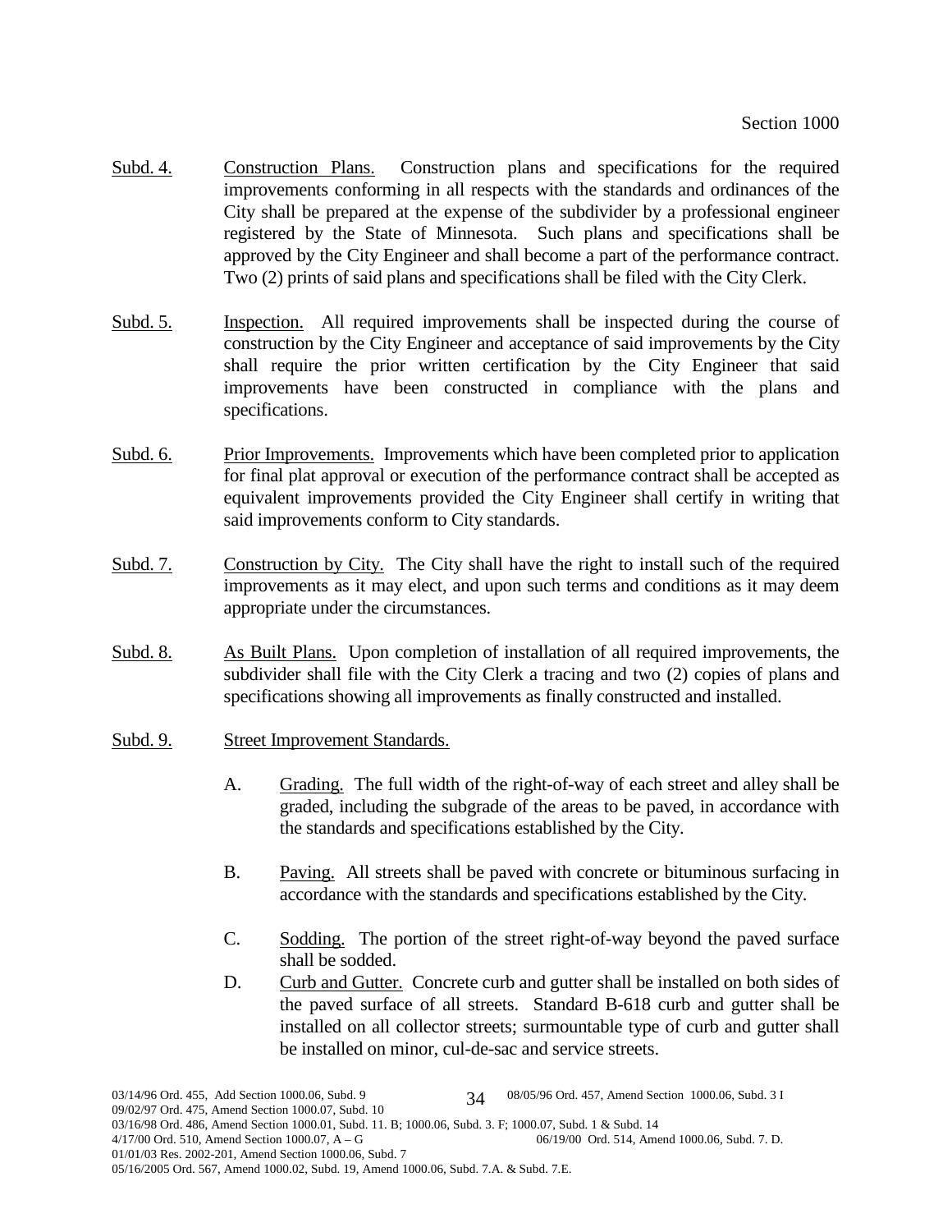Subd. 4. Construction Plans. Construction plans and specifications for the required improvements conforming in all respects with the standards and ordinances of the City shall be prepared at the expense of the subdivider by a professional engineer registered by the State of Minnesota. Such plans and specifications shall be approved by the City Engineer and shall become a part of the performance contract. Two (2) prints of said plans and specifications shall be filed with the City Clerk.

Subd. 5. Inspection. All required improvements shall be inspected during the course of construction by the City Engineer and acceptance of said improvements by the City shall require the prior written certification by the City Engineer that said improvements have been constructed in compliance with the plans and specifications.

Subd. 6. Prior Improvements. Improvements which have been completed prior to application for final plat approval or execution of the performance contract shall be accepted as equivalent improvements provided the City Engineer shall certify in writing that said improvements conform to City standards.

Subd. 7. Construction by City. The City shall have the right to install such of the required improvements as it may elect, and upon such terms and conditions as it may deem appropriate under the circumstances.

Subd. 8. As Built Plans. Upon completion of installation of all required improvements, the subdivider shall file with the City Clerk a tracing and two (2) copies of plans and specifications showing all improvements as finally constructed and installed.

Subd. 9. Street Improvement Standards.

A. Grading. The full width of the right-of-way of each street and alley shall be graded, including the subgrade of the areas to be paved, in accordance with the standards and specifications established by the City.

B. Paving. All streets shall be paved with concrete or bituminous surfacing in accordance with the standards and specifications established by the City.

C. Sodding. The portion of the street right-of-way beyond the paved surface shall be sodded.

D. Curb and Gutter. Concrete curb and gutter shall be installed on both sides of the paved surface of all streets. Standard B-618 curb and gutter shall be installed on all collector streets; surmountable type of curb and gutter shall be installed on minor, cul-de-sac and service streets.

03/14/96 Ord. 455, Add Section 1000.06, Subd. 9 — 08/05/96 Ord. 457, Amend Section 1000.06, Subd. 3 I
09/02/97 Ord. 475, Amend Section 1000.07, Subd. 10
03/16/98 Ord. 486, Amend Section 1000.01, Subd. 11. B; 1000.06, Subd. 3. F; 1000.07, Subd. 1 & Subd. 14
4/17/00 Ord. 510, Amend Section 1000.07, A – G — 06/19/00 Ord. 514, Amend 1000.06, Subd. 7. D.
01/01/03 Res. 2002-201, Amend Section 1000.06, Subd. 7
05/16/2005 Ord. 567, Amend 1000.02, Subd. 19, Amend 1000.06, Subd. 7.A. & Subd. 7.E.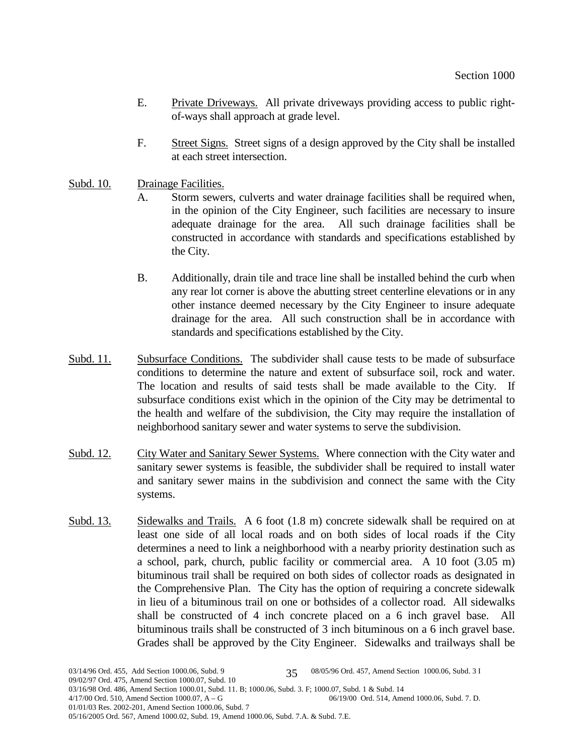E. Private Driveways. All private driveways providing access to public right-of-ways shall approach at grade level.

F. Street Signs. Street signs of a design approved by the City shall be installed at each street intersection.

Subd. 10. Drainage Facilities.

A. Storm sewers, culverts and water drainage facilities shall be required when, in the opinion of the City Engineer, such facilities are necessary to insure adequate drainage for the area. All such drainage facilities shall be constructed in accordance with standards and specifications established by the City.

B. Additionally, drain tile and trace line shall be installed behind the curb when any rear lot corner is above the abutting street centerline elevations or in any other instance deemed necessary by the City Engineer to insure adequate drainage for the area. All such construction shall be in accordance with standards and specifications established by the City.

Subd. 11. Subsurface Conditions. The subdivider shall cause tests to be made of subsurface conditions to determine the nature and extent of subsurface soil, rock and water. The location and results of said tests shall be made available to the City. If subsurface conditions exist which in the opinion of the City may be detrimental to the health and welfare of the subdivision, the City may require the installation of neighborhood sanitary sewer and water systems to serve the subdivision.

Subd. 12. City Water and Sanitary Sewer Systems. Where connection with the City water and sanitary sewer systems is feasible, the subdivider shall be required to install water and sanitary sewer mains in the subdivision and connect the same with the City systems.

Subd. 13. Sidewalks and Trails. A 6 foot (1.8 m) concrete sidewalk shall be required on at least one side of all local roads and on both sides of local roads if the City determines a need to link a neighborhood with a nearby priority destination such as a school, park, church, public facility or commercial area. A 10 foot (3.05 m) bituminous trail shall be required on both sides of collector roads as designated in the Comprehensive Plan. The City has the option of requiring a concrete sidewalk in lieu of a bituminous trail on one or bothsides of a collector road. All sidewalks shall be constructed of 4 inch concrete placed on a 6 inch gravel base. All bituminous trails shall be constructed of 3 inch bituminous on a 6 inch gravel base. Grades shall be approved by the City Engineer. Sidewalks and trailways shall be

03/14/96 Ord. 455, Add Section 1000.06, Subd. 9 08/05/96 Ord. 457, Amend Section 1000.06, Subd. 3 I
09/02/97 Ord. 475, Amend Section 1000.07, Subd. 10
03/16/98 Ord. 486, Amend Section 1000.01, Subd. 11. B; 1000.06, Subd. 3. F; 1000.07, Subd. 1 & Subd. 14
4/17/00 Ord. 510, Amend Section 1000.07, A – G 06/19/00 Ord. 514, Amend 1000.06, Subd. 7. D.
01/01/03 Res. 2002-201, Amend Section 1000.06, Subd. 7
05/16/2005 Ord. 567, Amend 1000.02, Subd. 19, Amend 1000.06, Subd. 7.A. & Subd. 7.E.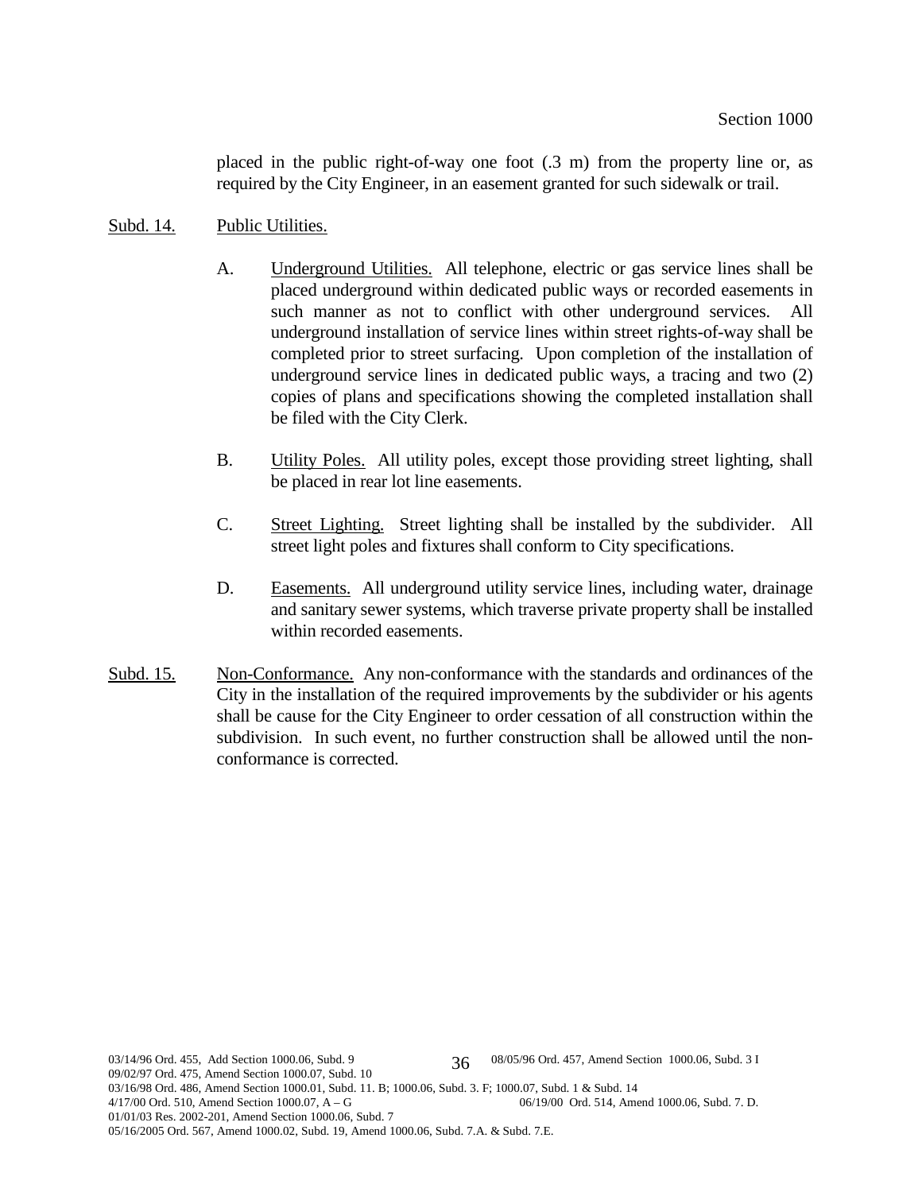placed in the public right-of-way one foot (.3 m) from the property line or, as required by the City Engineer, in an easement granted for such sidewalk or trail.

Subd. 14. Public Utilities.

A. Underground Utilities. All telephone, electric or gas service lines shall be placed underground within dedicated public ways or recorded easements in such manner as not to conflict with other underground services. All underground installation of service lines within street rights-of-way shall be completed prior to street surfacing. Upon completion of the installation of underground service lines in dedicated public ways, a tracing and two (2) copies of plans and specifications showing the completed installation shall be filed with the City Clerk.

B. Utility Poles. All utility poles, except those providing street lighting, shall be placed in rear lot line easements.

C. Street Lighting. Street lighting shall be installed by the subdivider. All street light poles and fixtures shall conform to City specifications.

D. Easements. All underground utility service lines, including water, drainage and sanitary sewer systems, which traverse private property shall be installed within recorded easements.

Subd. 15. Non-Conformance. Any non-conformance with the standards and ordinances of the City in the installation of the required improvements by the subdivider or his agents shall be cause for the City Engineer to order cessation of all construction within the subdivision. In such event, no further construction shall be allowed until the non-conformance is corrected.

03/14/96 Ord. 455, Add Section 1000.06, Subd. 9
08/05/96 Ord. 457, Amend Section 1000.06, Subd. 3 I
09/02/97 Ord. 475, Amend Section 1000.07, Subd. 10
03/16/98 Ord. 486, Amend Section 1000.01, Subd. 11. B; 1000.06, Subd. 3. F; 1000.07, Subd. 1 & Subd. 14
4/17/00 Ord. 510, Amend Section 1000.07, A – G
06/19/00 Ord. 514, Amend 1000.06, Subd. 7. D.
01/01/03 Res. 2002-201, Amend Section 1000.06, Subd. 7
05/16/2005 Ord. 567, Amend 1000.02, Subd. 19, Amend 1000.06, Subd. 7.A. & Subd. 7.E.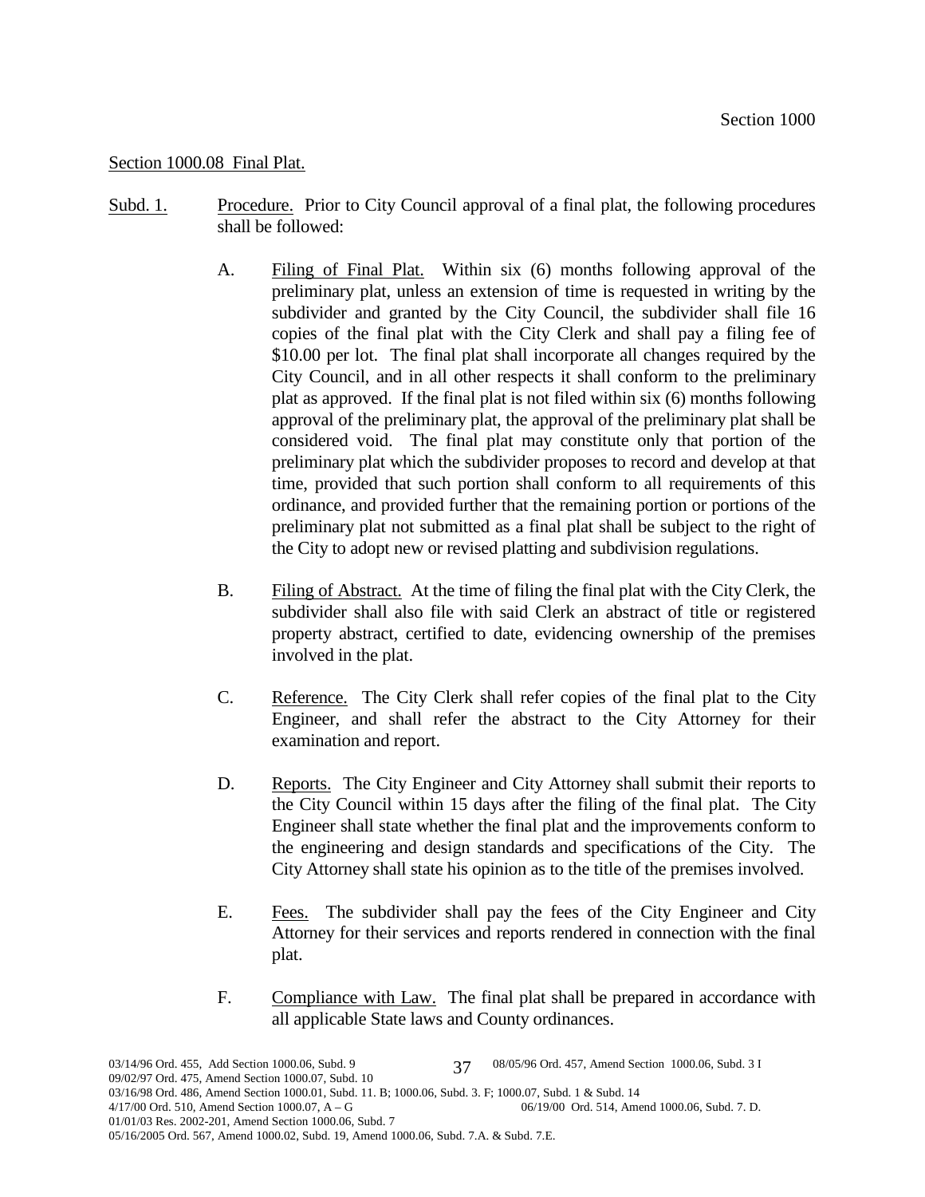## Section 1000.08 Final Plat.

Subd. 1. Procedure. Prior to City Council approval of a final plat, the following procedures shall be followed:

A. Filing of Final Plat. Within six (6) months following approval of the preliminary plat, unless an extension of time is requested in writing by the subdivider and granted by the City Council, the subdivider shall file 16 copies of the final plat with the City Clerk and shall pay a filing fee of $10.00 per lot. The final plat shall incorporate all changes required by the City Council, and in all other respects it shall conform to the preliminary plat as approved. If the final plat is not filed within six (6) months following approval of the preliminary plat, the approval of the preliminary plat shall be considered void. The final plat may constitute only that portion of the preliminary plat which the subdivider proposes to record and develop at that time, provided that such portion shall conform to all requirements of this ordinance, and provided further that the remaining portion or portions of the preliminary plat not submitted as a final plat shall be subject to the right of the City to adopt new or revised platting and subdivision regulations.

B. Filing of Abstract. At the time of filing the final plat with the City Clerk, the subdivider shall also file with said Clerk an abstract of title or registered property abstract, certified to date, evidencing ownership of the premises involved in the plat.

C. Reference. The City Clerk shall refer copies of the final plat to the City Engineer, and shall refer the abstract to the City Attorney for their examination and report.

D. Reports. The City Engineer and City Attorney shall submit their reports to the City Council within 15 days after the filing of the final plat. The City Engineer shall state whether the final plat and the improvements conform to the engineering and design standards and specifications of the City. The City Attorney shall state his opinion as to the title of the premises involved.

E. Fees. The subdivider shall pay the fees of the City Engineer and City Attorney for their services and reports rendered in connection with the final plat.

F. Compliance with Law. The final plat shall be prepared in accordance with all applicable State laws and County ordinances.

03/14/96 Ord. 455, Add Section 1000.06, Subd. 9 | 08/05/96 Ord. 457, Amend Section 1000.06, Subd. 3 I
09/02/97 Ord. 475, Amend Section 1000.07, Subd. 10
03/16/98 Ord. 486, Amend Section 1000.01, Subd. 11. B; 1000.06, Subd. 3. F; 1000.07, Subd. 1 & Subd. 14
4/17/00 Ord. 510, Amend Section 1000.07, A – G | 06/19/00 Ord. 514, Amend 1000.06, Subd. 7. D.
01/01/03 Res. 2002-201, Amend Section 1000.06, Subd. 7
05/16/2005 Ord. 567, Amend 1000.02, Subd. 19, Amend 1000.06, Subd. 7.A. & Subd. 7.E.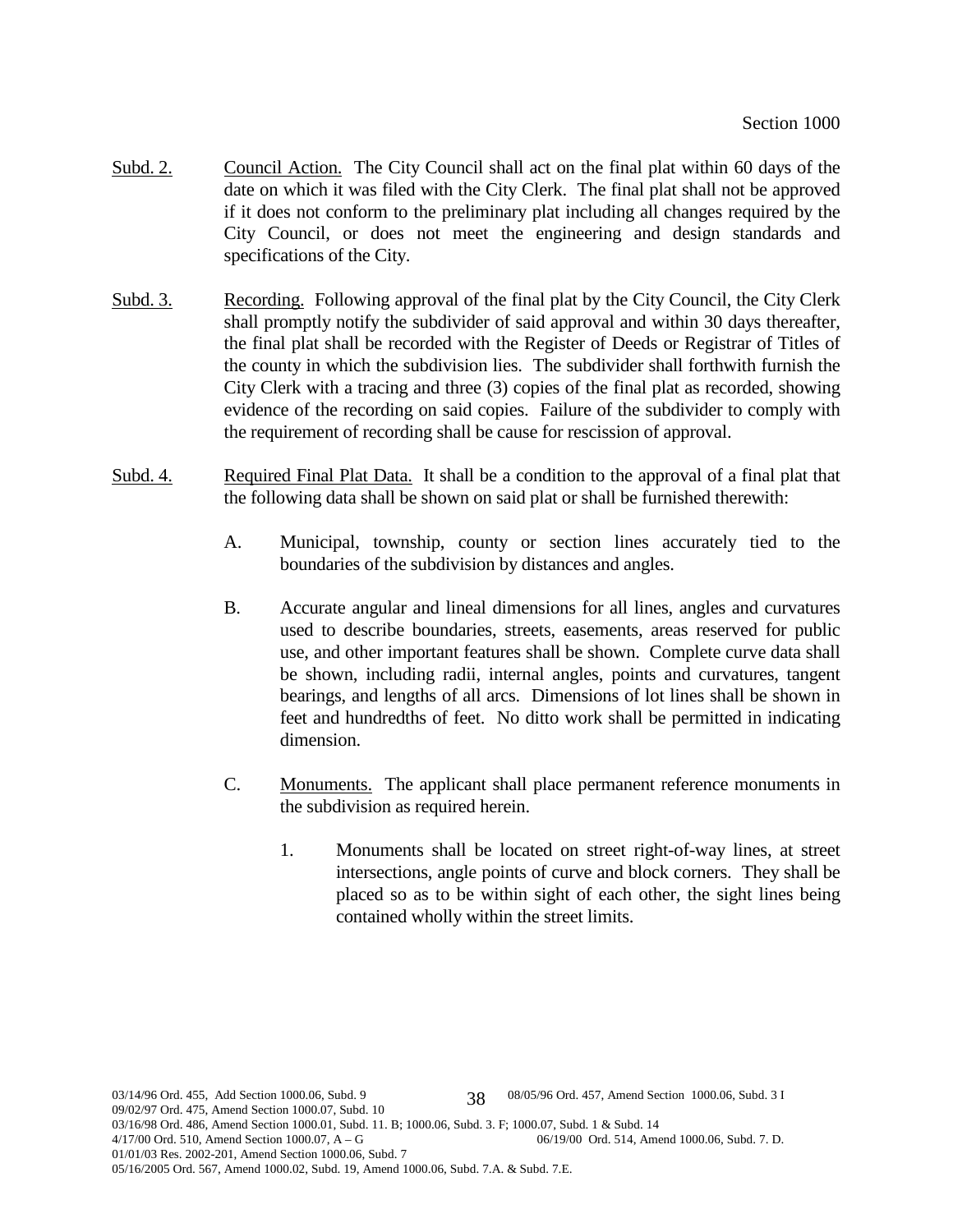Subd. 2. Council Action. The City Council shall act on the final plat within 60 days of the date on which it was filed with the City Clerk. The final plat shall not be approved if it does not conform to the preliminary plat including all changes required by the City Council, or does not meet the engineering and design standards and specifications of the City.

Subd. 3. Recording. Following approval of the final plat by the City Council, the City Clerk shall promptly notify the subdivider of said approval and within 30 days thereafter, the final plat shall be recorded with the Register of Deeds or Registrar of Titles of the county in which the subdivision lies. The subdivider shall forthwith furnish the City Clerk with a tracing and three (3) copies of the final plat as recorded, showing evidence of the recording on said copies. Failure of the subdivider to comply with the requirement of recording shall be cause for rescission of approval.

Subd. 4. Required Final Plat Data. It shall be a condition to the approval of a final plat that the following data shall be shown on said plat or shall be furnished therewith:

A. Municipal, township, county or section lines accurately tied to the boundaries of the subdivision by distances and angles.

B. Accurate angular and lineal dimensions for all lines, angles and curvatures used to describe boundaries, streets, easements, areas reserved for public use, and other important features shall be shown. Complete curve data shall be shown, including radii, internal angles, points and curvatures, tangent bearings, and lengths of all arcs. Dimensions of lot lines shall be shown in feet and hundredths of feet. No ditto work shall be permitted in indicating dimension.

C. Monuments. The applicant shall place permanent reference monuments in the subdivision as required herein.

1. Monuments shall be located on street right-of-way lines, at street intersections, angle points of curve and block corners. They shall be placed so as to be within sight of each other, the sight lines being contained wholly within the street limits.

03/14/96 Ord. 455, Add Section 1000.06, Subd. 9 08/05/96 Ord. 457, Amend Section 1000.06, Subd. 3 I
09/02/97 Ord. 475, Amend Section 1000.07, Subd. 10
03/16/98 Ord. 486, Amend Section 1000.01, Subd. 11. B; 1000.06, Subd. 3. F; 1000.07, Subd. 1 & Subd. 14
4/17/00 Ord. 510, Amend Section 1000.07, A – G 06/19/00 Ord. 514, Amend 1000.06, Subd. 7. D.
01/01/03 Res. 2002-201, Amend Section 1000.06, Subd. 7
05/16/2005 Ord. 567, Amend 1000.02, Subd. 19, Amend 1000.06, Subd. 7.A. & Subd. 7.E.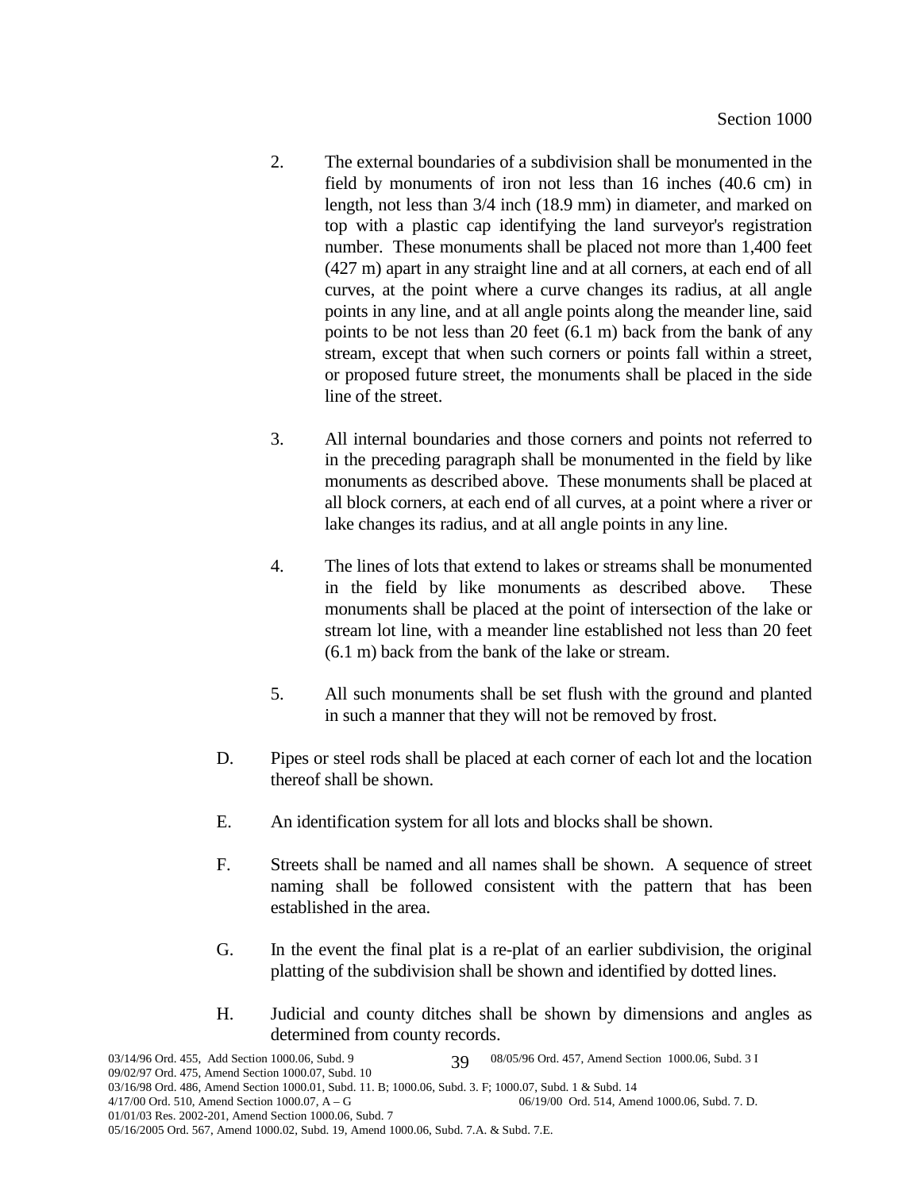2. The external boundaries of a subdivision shall be monumented in the field by monuments of iron not less than 16 inches (40.6 cm) in length, not less than 3/4 inch (18.9 mm) in diameter, and marked on top with a plastic cap identifying the land surveyor's registration number. These monuments shall be placed not more than 1,400 feet (427 m) apart in any straight line and at all corners, at each end of all curves, at the point where a curve changes its radius, at all angle points in any line, and at all angle points along the meander line, said points to be not less than 20 feet (6.1 m) back from the bank of any stream, except that when such corners or points fall within a street, or proposed future street, the monuments shall be placed in the side line of the street.

3. All internal boundaries and those corners and points not referred to in the preceding paragraph shall be monumented in the field by like monuments as described above. These monuments shall be placed at all block corners, at each end of all curves, at a point where a river or lake changes its radius, and at all angle points in any line.

4. The lines of lots that extend to lakes or streams shall be monumented in the field by like monuments as described above. These monuments shall be placed at the point of intersection of the lake or stream lot line, with a meander line established not less than 20 feet (6.1 m) back from the bank of the lake or stream.

5. All such monuments shall be set flush with the ground and planted in such a manner that they will not be removed by frost.

D. Pipes or steel rods shall be placed at each corner of each lot and the location thereof shall be shown.

E. An identification system for all lots and blocks shall be shown.

F. Streets shall be named and all names shall be shown. A sequence of street naming shall be followed consistent with the pattern that has been established in the area.

G. In the event the final plat is a re-plat of an earlier subdivision, the original platting of the subdivision shall be shown and identified by dotted lines.

H. Judicial and county ditches shall be shown by dimensions and angles as determined from county records.

03/14/96 Ord. 455, Add Section 1000.06, Subd. 9 08/05/96 Ord. 457, Amend Section 1000.06, Subd. 3 I
09/02/97 Ord. 475, Amend Section 1000.07, Subd. 10
03/16/98 Ord. 486, Amend Section 1000.01, Subd. 11. B; 1000.06, Subd. 3. F; 1000.07, Subd. 1 & Subd. 14
4/17/00 Ord. 510, Amend Section 1000.07, A – G 06/19/00 Ord. 514, Amend 1000.06, Subd. 7. D.
01/01/03 Res. 2002-201, Amend Section 1000.06, Subd. 7
05/16/2005 Ord. 567, Amend 1000.02, Subd. 19, Amend 1000.06, Subd. 7.A. & Subd. 7.E.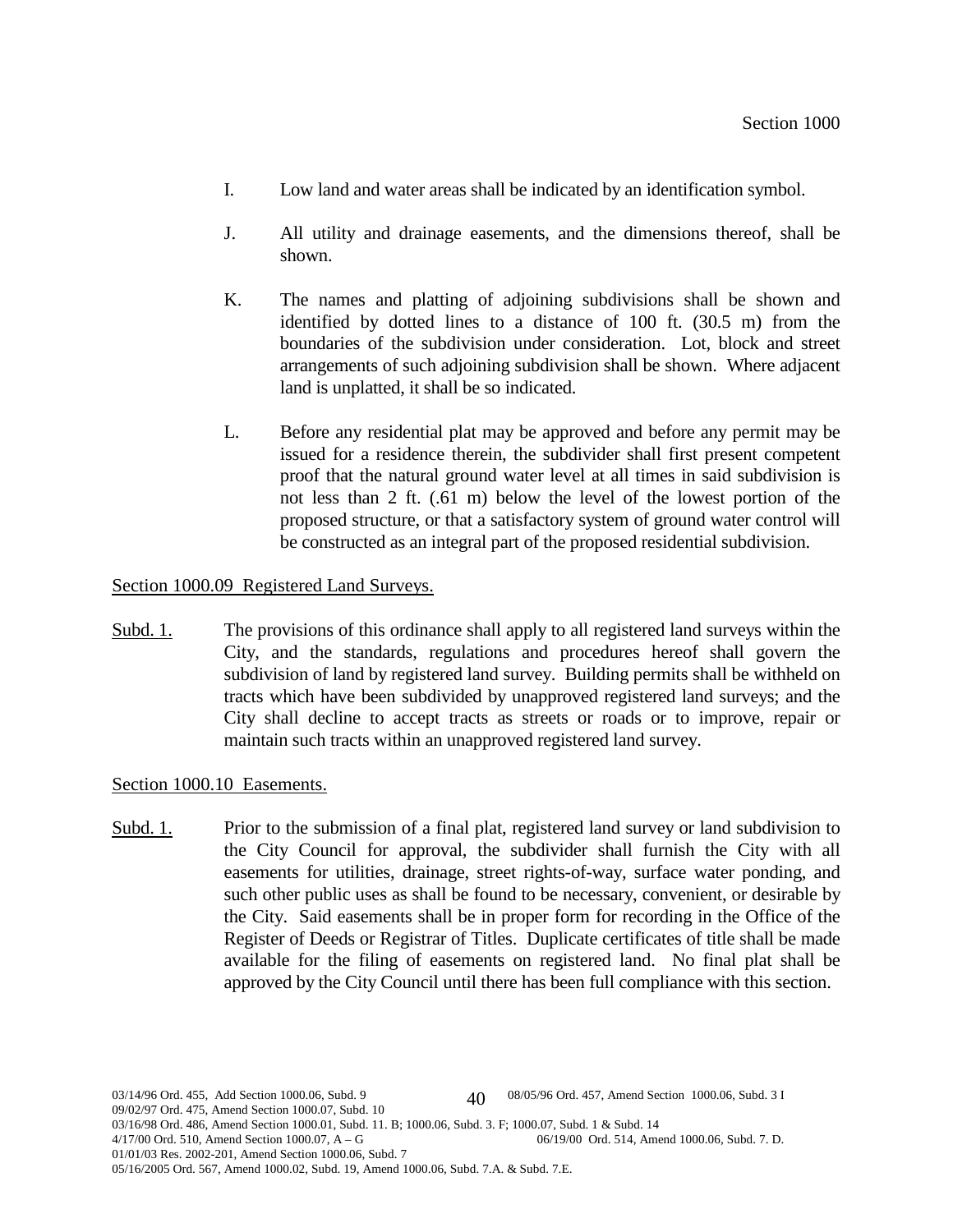I. Low land and water areas shall be indicated by an identification symbol.

J. All utility and drainage easements, and the dimensions thereof, shall be shown.

K. The names and platting of adjoining subdivisions shall be shown and identified by dotted lines to a distance of 100 ft. (30.5 m) from the boundaries of the subdivision under consideration. Lot, block and street arrangements of such adjoining subdivision shall be shown. Where adjacent land is unplatted, it shall be so indicated.

L. Before any residential plat may be approved and before any permit may be issued for a residence therein, the subdivider shall first present competent proof that the natural ground water level at all times in said subdivision is not less than 2 ft. (.61 m) below the level of the lowest portion of the proposed structure, or that a satisfactory system of ground water control will be constructed as an integral part of the proposed residential subdivision.

<u>Section 1000.09 Registered Land Surveys.</u>

<u>Subd. 1.</u> The provisions of this ordinance shall apply to all registered land surveys within the City, and the standards, regulations and procedures hereof shall govern the subdivision of land by registered land survey. Building permits shall be withheld on tracts which have been subdivided by unapproved registered land surveys; and the City shall decline to accept tracts as streets or roads or to improve, repair or maintain such tracts within an unapproved registered land survey.

<u>Section 1000.10 Easements.</u>

<u>Subd. 1.</u> Prior to the submission of a final plat, registered land survey or land subdivision to the City Council for approval, the subdivider shall furnish the City with all easements for utilities, drainage, street rights-of-way, surface water ponding, and such other public uses as shall be found to be necessary, convenient, or desirable by the City. Said easements shall be in proper form for recording in the Office of the Register of Deeds or Registrar of Titles. Duplicate certificates of title shall be made available for the filing of easements on registered land. No final plat shall be approved by the City Council until there has been full compliance with this section.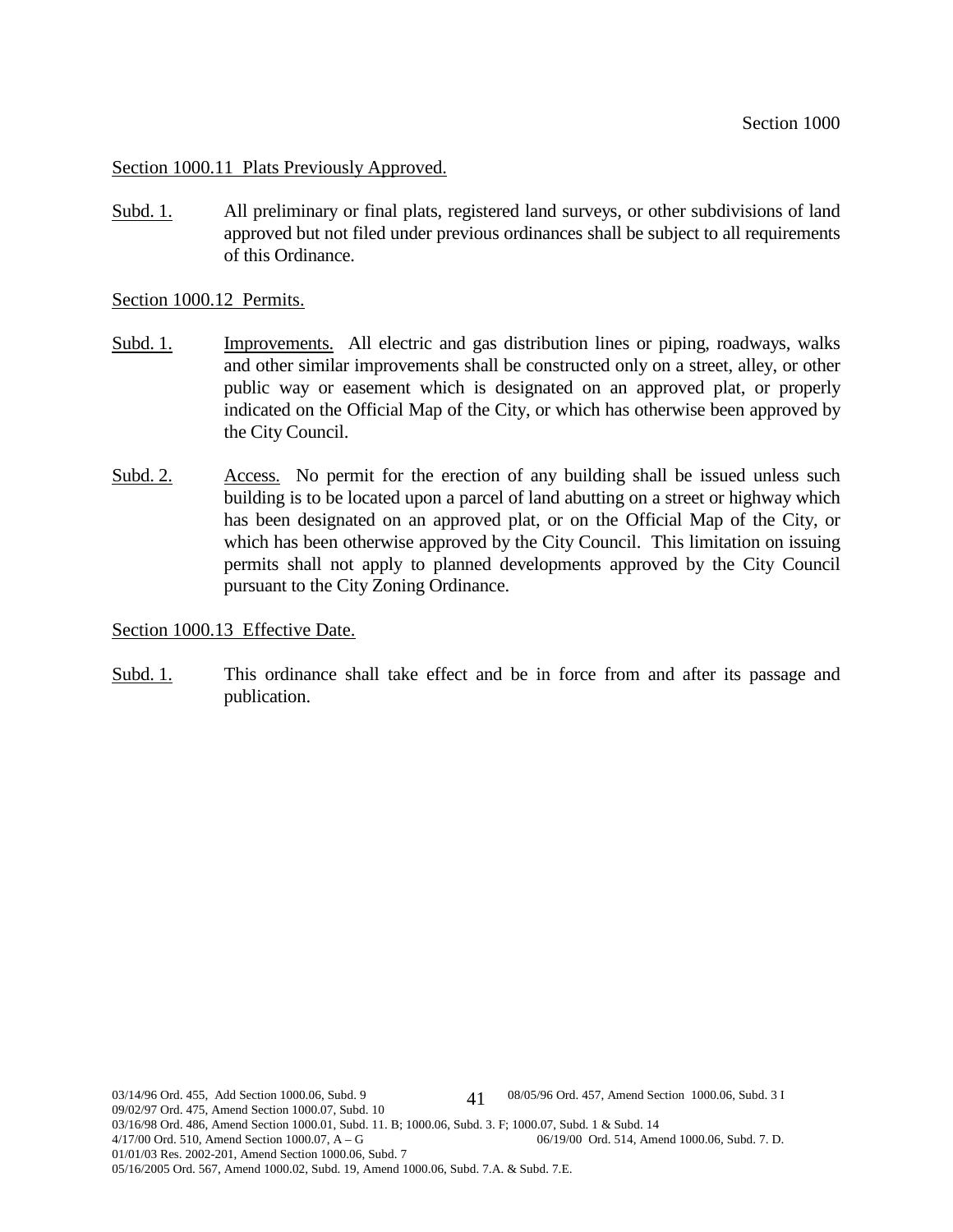Section 1000.11 Plats Previously Approved.

Subd. 1. All preliminary or final plats, registered land surveys, or other subdivisions of land approved but not filed under previous ordinances shall be subject to all requirements of this Ordinance.

Section 1000.12 Permits.

Subd. 1. Improvements. All electric and gas distribution lines or piping, roadways, walks and other similar improvements shall be constructed only on a street, alley, or other public way or easement which is designated on an approved plat, or properly indicated on the Official Map of the City, or which has otherwise been approved by the City Council.

Subd. 2. Access. No permit for the erection of any building shall be issued unless such building is to be located upon a parcel of land abutting on a street or highway which has been designated on an approved plat, or on the Official Map of the City, or which has been otherwise approved by the City Council. This limitation on issuing permits shall not apply to planned developments approved by the City Council pursuant to the City Zoning Ordinance.

Section 1000.13 Effective Date.

Subd. 1. This ordinance shall take effect and be in force from and after its passage and publication.

03/14/96 Ord. 455, Add Section 1000.06, Subd. 9
08/05/96 Ord. 457, Amend Section 1000.06, Subd. 3 I
09/02/97 Ord. 475, Amend Section 1000.07, Subd. 10
03/16/98 Ord. 486, Amend Section 1000.01, Subd. 11. B; 1000.06, Subd. 3. F; 1000.07, Subd. 1 & Subd. 14
4/17/00 Ord. 510, Amend Section 1000.07, A – G
06/19/00 Ord. 514, Amend 1000.06, Subd. 7. D.
01/01/03 Res. 2002-201, Amend Section 1000.06, Subd. 7
05/16/2005 Ord. 567, Amend 1000.02, Subd. 19, Amend 1000.06, Subd. 7.A. & Subd. 7.E.